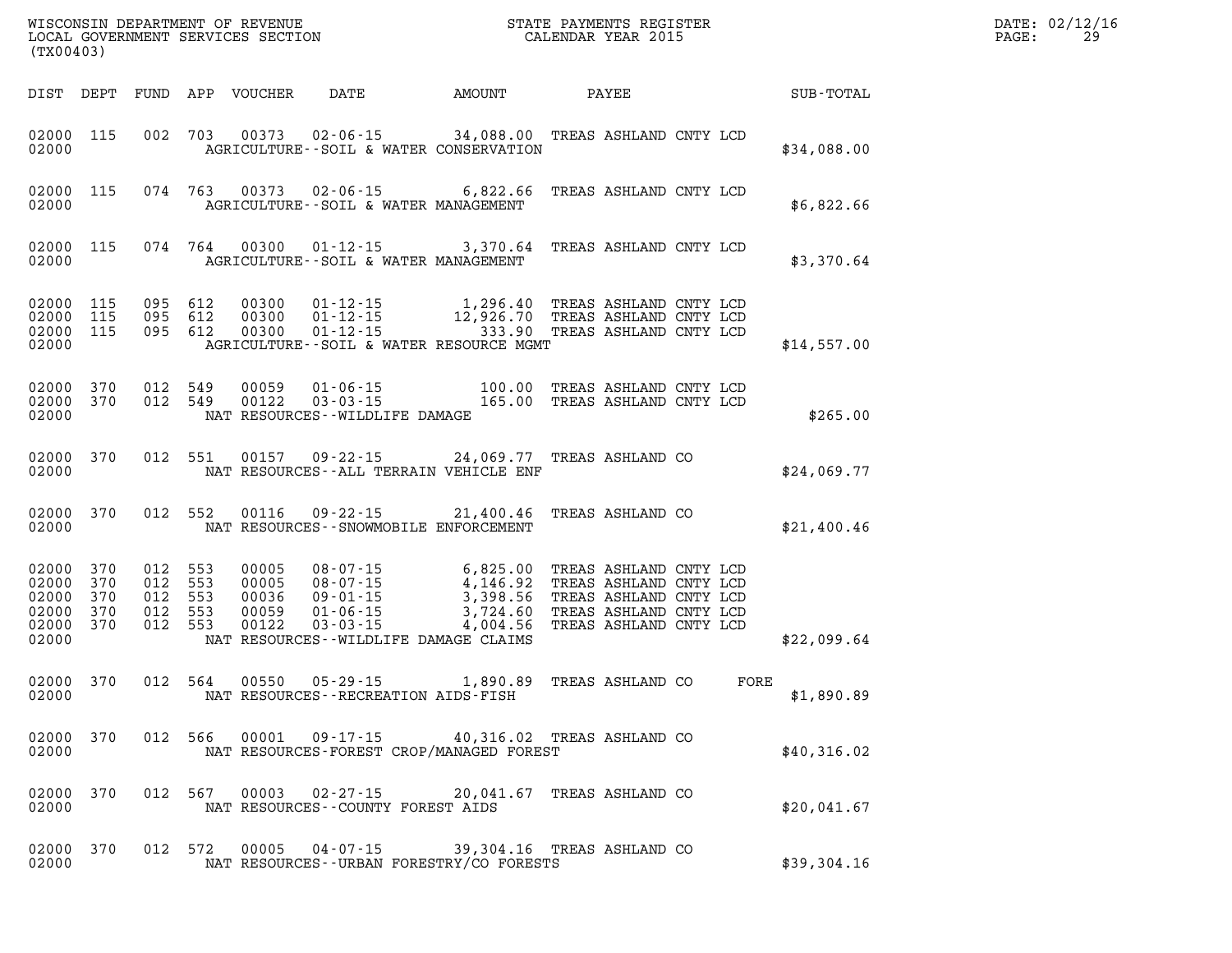WISCONSIN DEPARTMENT OF REVENUE
LOCAL GOVERNMENT SERVICES SECTION
(TX00403)

STATE PAYMENTS REGISTER
CALENDAR YEAR 2015

DATE: 02/12/16

| DIST | DEPT | FUND | APP | VOUCHER | DATE | AMOUNT | PAYEE | SUB-TOTAL |
|---|---|---|---|---|---|---|---|---|
| 02000 | 115 | 002 | 703 | 00373 | 02-06-15 | 34,088.00 | TREAS ASHLAND CNTY LCD | |
| 02000 | | | | | AGRICULTURE--SOIL & WATER CONSERVATION | | | $34,088.00 |
| 02000 | 115 | 074 | 763 | 00373 | 02-06-15 | 6,822.66 | TREAS ASHLAND CNTY LCD | |
| 02000 | | | | | AGRICULTURE--SOIL & WATER MANAGEMENT | | | $6,822.66 |
| 02000 | 115 | 074 | 764 | 00300 | 01-12-15 | 3,370.64 | TREAS ASHLAND CNTY LCD | |
| 02000 | | | | | AGRICULTURE--SOIL & WATER MANAGEMENT | | | $3,370.64 |
| 02000 | 115 | 095 | 612 | 00300 | 01-12-15 | 1,296.40 | TREAS ASHLAND CNTY LCD | |
| 02000 | 115 | 095 | 612 | 00300 | 01-12-15 | 12,926.70 | TREAS ASHLAND CNTY LCD | |
| 02000 | 115 | 095 | 612 | 00300 | 01-12-15 | 333.90 | TREAS ASHLAND CNTY LCD | |
| 02000 | | | | | AGRICULTURE--SOIL & WATER RESOURCE MGMT | | | $14,557.00 |
| 02000 | 370 | 012 | 549 | 00059 | 01-06-15 | 100.00 | TREAS ASHLAND CNTY LCD | |
| 02000 | 370 | 012 | 549 | 00122 | 03-03-15 | 165.00 | TREAS ASHLAND CNTY LCD | |
| 02000 | | | | | NAT RESOURCES--WILDLIFE DAMAGE | | | $265.00 |
| 02000 | 370 | 012 | 551 | 00157 | 09-22-15 | 24,069.77 | TREAS ASHLAND CO | |
| 02000 | | | | | NAT RESOURCES--ALL TERRAIN VEHICLE ENF | | | $24,069.77 |
| 02000 | 370 | 012 | 552 | 00116 | 09-22-15 | 21,400.46 | TREAS ASHLAND CO | |
| 02000 | | | | | NAT RESOURCES--SNOWMOBILE ENFORCEMENT | | | $21,400.46 |
| 02000 | 370 | 012 | 553 | 00005 | 08-07-15 | 6,825.00 | TREAS ASHLAND CNTY LCD | |
| 02000 | 370 | 012 | 553 | 00005 | 08-07-15 | 4,146.92 | TREAS ASHLAND CNTY LCD | |
| 02000 | 370 | 012 | 553 | 00036 | 09-01-15 | 3,398.56 | TREAS ASHLAND CNTY LCD | |
| 02000 | 370 | 012 | 553 | 00059 | 01-06-15 | 3,724.60 | TREAS ASHLAND CNTY LCD | |
| 02000 | 370 | 012 | 553 | 00122 | 03-03-15 | 4,004.56 | TREAS ASHLAND CNTY LCD | |
| 02000 | | | | | NAT RESOURCES--WILDLIFE DAMAGE CLAIMS | | | $22,099.64 |
| 02000 | 370 | 012 | 564 | 00550 | 05-29-15 | 1,890.89 | TREAS ASHLAND CO FORE | |
| 02000 | | | | | NAT RESOURCES--RECREATION AIDS-FISH | | | $1,890.89 |
| 02000 | 370 | 012 | 566 | 00001 | 09-17-15 | 40,316.02 | TREAS ASHLAND CO | |
| 02000 | | | | | NAT RESOURCES-FOREST CROP/MANAGED FOREST | | | $40,316.02 |
| 02000 | 370 | 012 | 567 | 00003 | 02-27-15 | 20,041.67 | TREAS ASHLAND CO | |
| 02000 | | | | | NAT RESOURCES--COUNTY FOREST AIDS | | | $20,041.67 |
| 02000 | 370 | 012 | 572 | 00005 | 04-07-15 | 39,304.16 | TREAS ASHLAND CO | |
| 02000 | | | | | NAT RESOURCES--URBAN FORESTRY/CO FORESTS | | | $39,304.16 |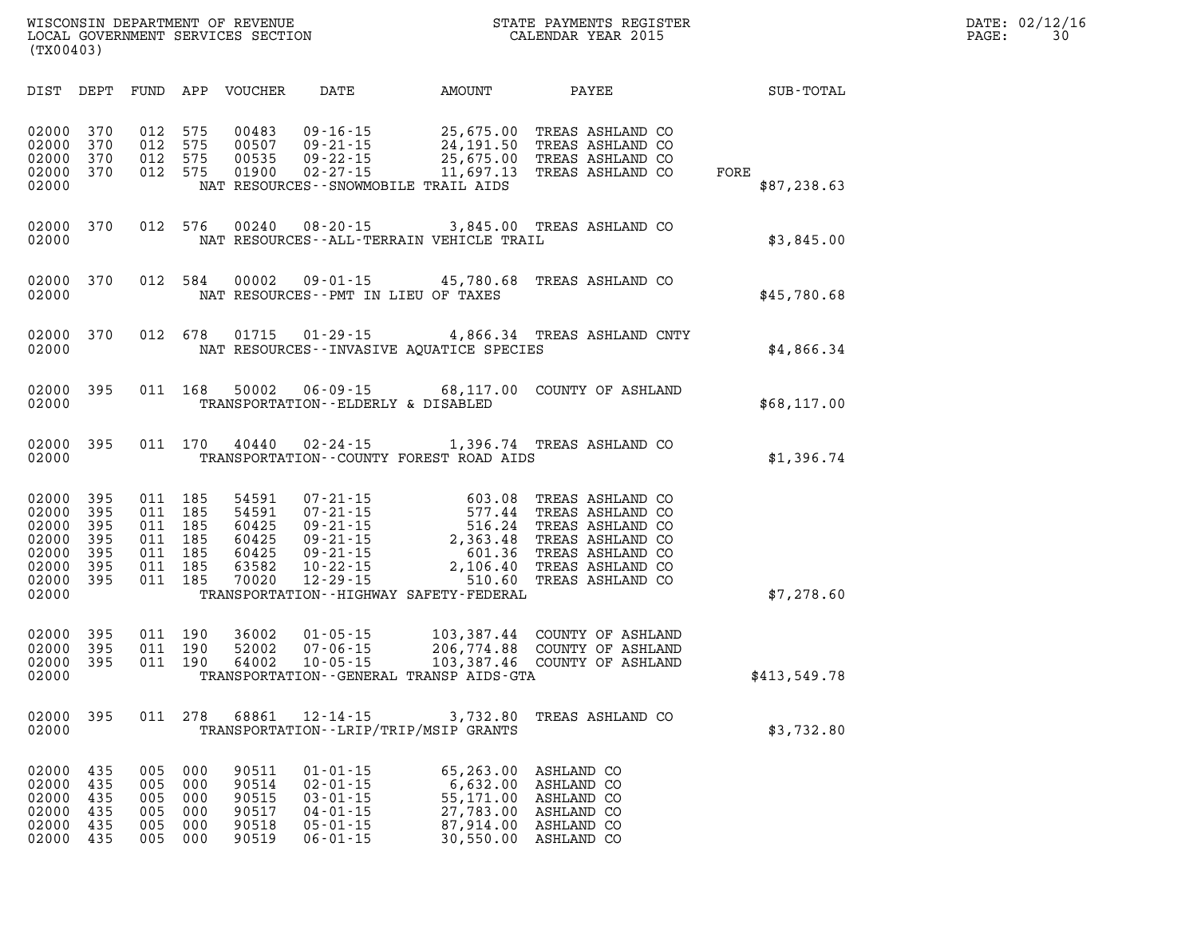| DIST | DEPT | FUND | APP | VOUCHER | DATE | AMOUNT | PAYEE | SUB-TOTAL |
|---|---|---|---|---|---|---|---|---|
| 02000 | 370 | 012 | 575 | 00483 | 09-16-15 | 25,675.00 | TREAS ASHLAND CO | |
| 02000 | 370 | 012 | 575 | 00507 | 09-21-15 | 24,191.50 | TREAS ASHLAND CO | |
| 02000 | 370 | 012 | 575 | 00535 | 09-22-15 | 25,675.00 | TREAS ASHLAND CO | |
| 02000 | 370 | 012 | 575 | 01900 | 02-27-15 | 11,697.13 | TREAS ASHLAND CO | FORE |
| 02000 | | | | | NAT RESOURCES--SNOWMOBILE TRAIL AIDS | | | $87,238.63 |
| 02000 | 370 | 012 | 576 | 00240 | 08-20-15 | 3,845.00 | TREAS ASHLAND CO | |
| 02000 | | | | | NAT RESOURCES--ALL-TERRAIN VEHICLE TRAIL | | | $3,845.00 |
| 02000 | 370 | 012 | 584 | 00002 | 09-01-15 | 45,780.68 | TREAS ASHLAND CO | |
| 02000 | | | | | NAT RESOURCES--PMT IN LIEU OF TAXES | | | $45,780.68 |
| 02000 | 370 | 012 | 678 | 01715 | 01-29-15 | 4,866.34 | TREAS ASHLAND CNTY | |
| 02000 | | | | | NAT RESOURCES--INVASIVE AQUATICE SPECIES | | | $4,866.34 |
| 02000 | 395 | 011 | 168 | 50002 | 06-09-15 | 68,117.00 | COUNTY OF ASHLAND | |
| 02000 | | | | | TRANSPORTATION--ELDERLY & DISABLED | | | $68,117.00 |
| 02000 | 395 | 011 | 170 | 40440 | 02-24-15 | 1,396.74 | TREAS ASHLAND CO | |
| 02000 | | | | | TRANSPORTATION--COUNTY FOREST ROAD AIDS | | | $1,396.74 |
| 02000 | 395 | 011 | 185 | 54591 | 07-21-15 | 603.08 | TREAS ASHLAND CO | |
| 02000 | 395 | 011 | 185 | 54591 | 07-21-15 | 577.44 | TREAS ASHLAND CO | |
| 02000 | 395 | 011 | 185 | 60425 | 09-21-15 | 516.24 | TREAS ASHLAND CO | |
| 02000 | 395 | 011 | 185 | 60425 | 09-21-15 | 2,363.48 | TREAS ASHLAND CO | |
| 02000 | 395 | 011 | 185 | 60425 | 09-21-15 | 601.36 | TREAS ASHLAND CO | |
| 02000 | 395 | 011 | 185 | 63582 | 10-22-15 | 2,106.40 | TREAS ASHLAND CO | |
| 02000 | 395 | 011 | 185 | 70020 | 12-29-15 | 510.60 | TREAS ASHLAND CO | |
| 02000 | | | | | TRANSPORTATION--HIGHWAY SAFETY-FEDERAL | | | $7,278.60 |
| 02000 | 395 | 011 | 190 | 36002 | 01-05-15 | 103,387.44 | COUNTY OF ASHLAND | |
| 02000 | 395 | 011 | 190 | 52002 | 07-06-15 | 206,774.88 | COUNTY OF ASHLAND | |
| 02000 | 395 | 011 | 190 | 64002 | 10-05-15 | 103,387.46 | COUNTY OF ASHLAND | |
| 02000 | | | | | TRANSPORTATION--GENERAL TRANSP AIDS-GTA | | | $413,549.78 |
| 02000 | 395 | 011 | 278 | 68861 | 12-14-15 | 3,732.80 | TREAS ASHLAND CO | |
| 02000 | | | | | TRANSPORTATION--LRIP/TRIP/MSIP GRANTS | | | $3,732.80 |
| 02000 | 435 | 005 | 000 | 90511 | 01-01-15 | 65,263.00 | ASHLAND CO | |
| 02000 | 435 | 005 | 000 | 90514 | 02-01-15 | 6,632.00 | ASHLAND CO | |
| 02000 | 435 | 005 | 000 | 90515 | 03-01-15 | 55,171.00 | ASHLAND CO | |
| 02000 | 435 | 005 | 000 | 90517 | 04-01-15 | 27,783.00 | ASHLAND CO | |
| 02000 | 435 | 005 | 000 | 90518 | 05-01-15 | 87,914.00 | ASHLAND CO | |
| 02000 | 435 | 005 | 000 | 90519 | 06-01-15 | 30,550.00 | ASHLAND CO | |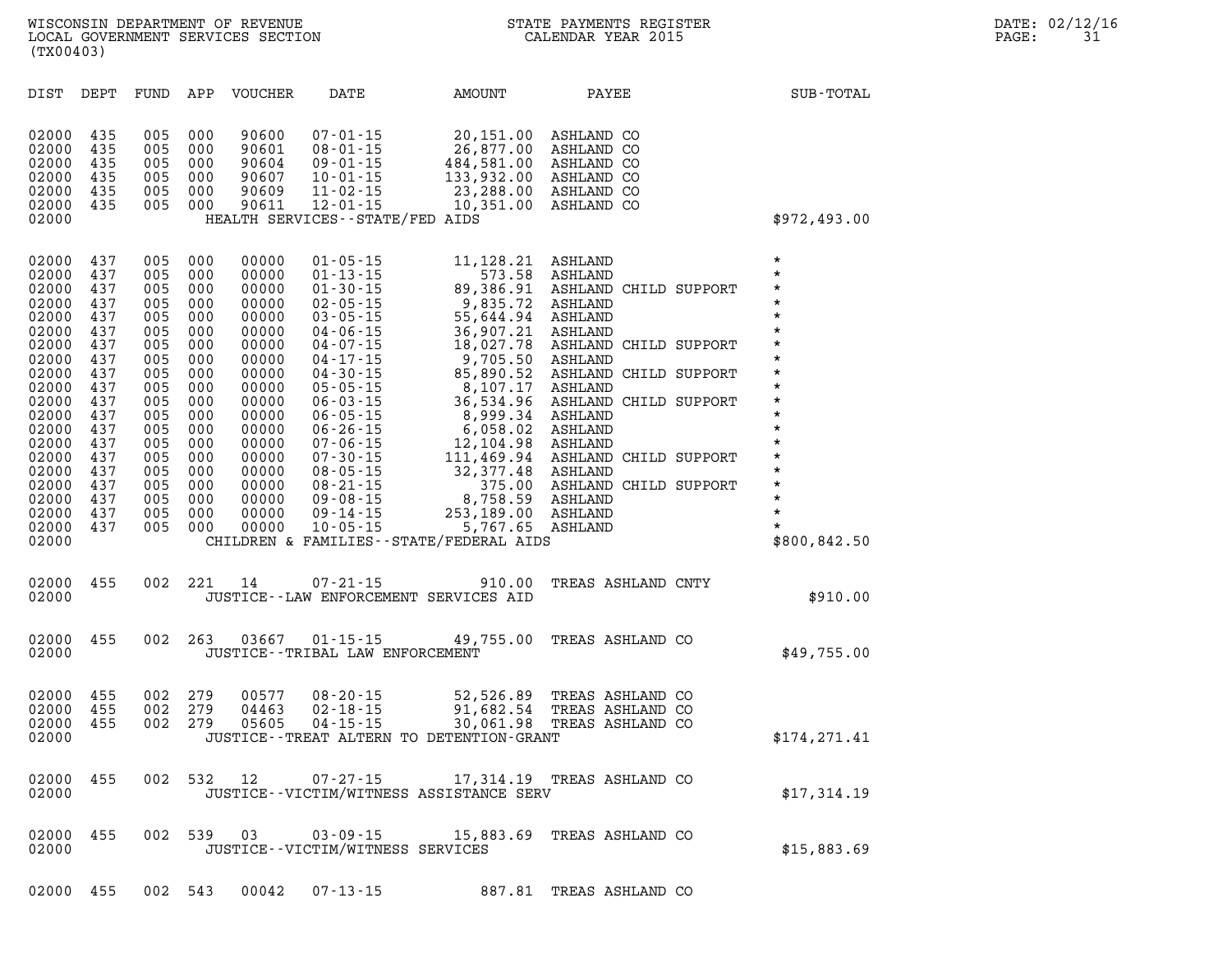WISCONSIN DEPARTMENT OF REVENUE
LOCAL GOVERNMENT SERVICES SECTION
(TX00403)

STATE PAYMENTS REGISTER
CALENDAR YEAR 2015

| DIST | DEPT | FUND | APP | VOUCHER | DATE | AMOUNT | PAYEE | SUB-TOTAL |
|---|---|---|---|---|---|---|---|---|
| 02000 | 435 | 005 | 000 | 90600 | 07-01-15 | 20,151.00 | ASHLAND CO | |
| 02000 | 435 | 005 | 000 | 90601 | 08-01-15 | 26,877.00 | ASHLAND CO | |
| 02000 | 435 | 005 | 000 | 90604 | 09-01-15 | 484,581.00 | ASHLAND CO | |
| 02000 | 435 | 005 | 000 | 90607 | 10-01-15 | 133,932.00 | ASHLAND CO | |
| 02000 | 435 | 005 | 000 | 90609 | 11-02-15 | 23,288.00 | ASHLAND CO | |
| 02000 | 435 | 005 | 000 | 90611 | 12-01-15 | 10,351.00 | ASHLAND CO | |
| 02000 | | | | | HEALTH SERVICES--STATE/FED AIDS | | | $972,493.00 |
| 02000 | 437 | 005 | 000 | 00000 | 01-05-15 | 11,128.21 | ASHLAND | * |
| 02000 | 437 | 005 | 000 | 00000 | 01-13-15 | 573.58 | ASHLAND | * |
| 02000 | 437 | 005 | 000 | 00000 | 01-30-15 | 89,386.91 | ASHLAND CHILD SUPPORT | * |
| 02000 | 437 | 005 | 000 | 00000 | 02-05-15 | 9,835.72 | ASHLAND | * |
| 02000 | 437 | 005 | 000 | 00000 | 03-05-15 | 55,644.94 | ASHLAND | * |
| 02000 | 437 | 005 | 000 | 00000 | 04-06-15 | 36,907.21 | ASHLAND | * |
| 02000 | 437 | 005 | 000 | 00000 | 04-07-15 | 18,027.78 | ASHLAND CHILD SUPPORT | * |
| 02000 | 437 | 005 | 000 | 00000 | 04-17-15 | 9,705.50 | ASHLAND | * |
| 02000 | 437 | 005 | 000 | 00000 | 04-30-15 | 85,890.52 | ASHLAND CHILD SUPPORT | * |
| 02000 | 437 | 005 | 000 | 00000 | 05-05-15 | 8,107.17 | ASHLAND | * |
| 02000 | 437 | 005 | 000 | 00000 | 06-03-15 | 36,534.96 | ASHLAND CHILD SUPPORT | * |
| 02000 | 437 | 005 | 000 | 00000 | 06-05-15 | 8,999.34 | ASHLAND | * |
| 02000 | 437 | 005 | 000 | 00000 | 06-26-15 | 6,058.02 | ASHLAND | * |
| 02000 | 437 | 005 | 000 | 00000 | 07-06-15 | 12,104.98 | ASHLAND | * |
| 02000 | 437 | 005 | 000 | 00000 | 07-30-15 | 111,469.94 | ASHLAND CHILD SUPPORT | * |
| 02000 | 437 | 005 | 000 | 00000 | 08-05-15 | 32,377.48 | ASHLAND | * |
| 02000 | 437 | 005 | 000 | 00000 | 08-21-15 | 375.00 | ASHLAND CHILD SUPPORT | * |
| 02000 | 437 | 005 | 000 | 00000 | 09-08-15 | 8,758.59 | ASHLAND | * |
| 02000 | 437 | 005 | 000 | 00000 | 09-14-15 | 253,189.00 | ASHLAND | * |
| 02000 | 437 | 005 | 000 | 00000 | 10-05-15 | 5,767.65 | ASHLAND | * |
| 02000 | | | | | CHILDREN & FAMILIES--STATE/FEDERAL AIDS | | | $800,842.50 |
| 02000 | 455 | 002 | 221 | 14 | 07-21-15 | 910.00 | TREAS ASHLAND CNTY | |
| 02000 | | | | | JUSTICE--LAW ENFORCEMENT SERVICES AID | | | $910.00 |
| 02000 | 455 | 002 | 263 | 03667 | 01-15-15 | 49,755.00 | TREAS ASHLAND CO | |
| 02000 | | | | | JUSTICE--TRIBAL LAW ENFORCEMENT | | | $49,755.00 |
| 02000 | 455 | 002 | 279 | 00577 | 08-20-15 | 52,526.89 | TREAS ASHLAND CO | |
| 02000 | 455 | 002 | 279 | 04463 | 02-18-15 | 91,682.54 | TREAS ASHLAND CO | |
| 02000 | 455 | 002 | 279 | 05605 | 04-15-15 | 30,061.98 | TREAS ASHLAND CO | |
| 02000 | | | | | JUSTICE--TREAT ALTERN TO DETENTION-GRANT | | | $174,271.41 |
| 02000 | 455 | 002 | 532 | 12 | 07-27-15 | 17,314.19 | TREAS ASHLAND CO | |
| 02000 | | | | | JUSTICE--VICTIM/WITNESS ASSISTANCE SERV | | | $17,314.19 |
| 02000 | 455 | 002 | 539 | 03 | 03-09-15 | 15,883.69 | TREAS ASHLAND CO | |
| 02000 | | | | | JUSTICE--VICTIM/WITNESS SERVICES | | | $15,883.69 |
| 02000 | 455 | 002 | 543 | 00042 | 07-13-15 | 887.81 | TREAS ASHLAND CO | |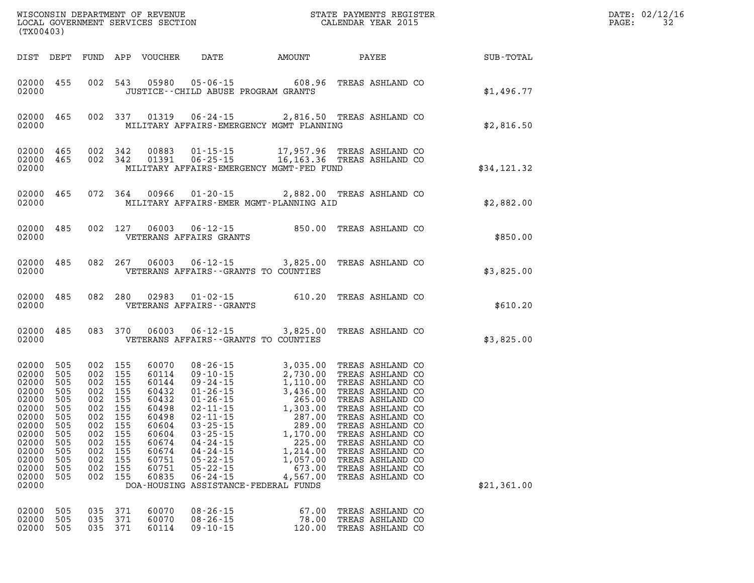| DIST | DEPT | FUND | APP | VOUCHER | DATE | AMOUNT | PAYEE | SUB-TOTAL |
|---|---|---|---|---|---|---|---|---|
| 02000 | 455 | 002 | 543 | 05980 | 05-06-15 | 608.96 | TREAS ASHLAND CO | |
| 02000 | | | | | JUSTICE--CHILD ABUSE PROGRAM GRANTS | | | $1,496.77 |
| 02000 | 465 | 002 | 337 | 01319 | 06-24-15 | 2,816.50 | TREAS ASHLAND CO | |
| 02000 | | | | | MILITARY AFFAIRS-EMERGENCY MGMT PLANNING | | | $2,816.50 |
| 02000 | 465 | 002 | 342 | 00883 | 01-15-15 | 17,957.96 | TREAS ASHLAND CO | |
| 02000 | 465 | 002 | 342 | 01391 | 06-25-15 | 16,163.36 | TREAS ASHLAND CO | |
| 02000 | | | | | MILITARY AFFAIRS-EMERGENCY MGMT-FED FUND | | | $34,121.32 |
| 02000 | 465 | 072 | 364 | 00966 | 01-20-15 | 2,882.00 | TREAS ASHLAND CO | |
| 02000 | | | | | MILITARY AFFAIRS-EMER MGMT-PLANNING AID | | | $2,882.00 |
| 02000 | 485 | 002 | 127 | 06003 | 06-12-15 | 850.00 | TREAS ASHLAND CO | |
| 02000 | | | | | VETERANS AFFAIRS GRANTS | | | $850.00 |
| 02000 | 485 | 082 | 267 | 06003 | 06-12-15 | 3,825.00 | TREAS ASHLAND CO | |
| 02000 | | | | | VETERANS AFFAIRS--GRANTS TO COUNTIES | | | $3,825.00 |
| 02000 | 485 | 082 | 280 | 02983 | 01-02-15 | 610.20 | TREAS ASHLAND CO | |
| 02000 | | | | | VETERANS AFFAIRS--GRANTS | | | $610.20 |
| 02000 | 485 | 083 | 370 | 06003 | 06-12-15 | 3,825.00 | TREAS ASHLAND CO | |
| 02000 | | | | | VETERANS AFFAIRS--GRANTS TO COUNTIES | | | $3,825.00 |
| 02000 | 505 | 002 | 155 | 60070 | 08-26-15 | 3,035.00 | TREAS ASHLAND CO | |
| 02000 | 505 | 002 | 155 | 60114 | 09-10-15 | 2,730.00 | TREAS ASHLAND CO | |
| 02000 | 505 | 002 | 155 | 60144 | 09-24-15 | 1,110.00 | TREAS ASHLAND CO | |
| 02000 | 505 | 002 | 155 | 60432 | 01-26-15 | 3,436.00 | TREAS ASHLAND CO | |
| 02000 | 505 | 002 | 155 | 60432 | 01-26-15 | 265.00 | TREAS ASHLAND CO | |
| 02000 | 505 | 002 | 155 | 60498 | 02-11-15 | 1,303.00 | TREAS ASHLAND CO | |
| 02000 | 505 | 002 | 155 | 60498 | 02-11-15 | 287.00 | TREAS ASHLAND CO | |
| 02000 | 505 | 002 | 155 | 60604 | 03-25-15 | 289.00 | TREAS ASHLAND CO | |
| 02000 | 505 | 002 | 155 | 60604 | 03-25-15 | 1,170.00 | TREAS ASHLAND CO | |
| 02000 | 505 | 002 | 155 | 60674 | 04-24-15 | 225.00 | TREAS ASHLAND CO | |
| 02000 | 505 | 002 | 155 | 60674 | 04-24-15 | 1,214.00 | TREAS ASHLAND CO | |
| 02000 | 505 | 002 | 155 | 60751 | 05-22-15 | 1,057.00 | TREAS ASHLAND CO | |
| 02000 | 505 | 002 | 155 | 60751 | 05-22-15 | 673.00 | TREAS ASHLAND CO | |
| 02000 | 505 | 002 | 155 | 60835 | 06-24-15 | 4,567.00 | TREAS ASHLAND CO | |
| 02000 | | | | | DOA-HOUSING ASSISTANCE-FEDERAL FUNDS | | | $21,361.00 |
| 02000 | 505 | 035 | 371 | 60070 | 08-26-15 | 67.00 | TREAS ASHLAND CO | |
| 02000 | 505 | 035 | 371 | 60070 | 08-26-15 | 78.00 | TREAS ASHLAND CO | |
| 02000 | 505 | 035 | 371 | 60114 | 09-10-15 | 120.00 | TREAS ASHLAND CO | |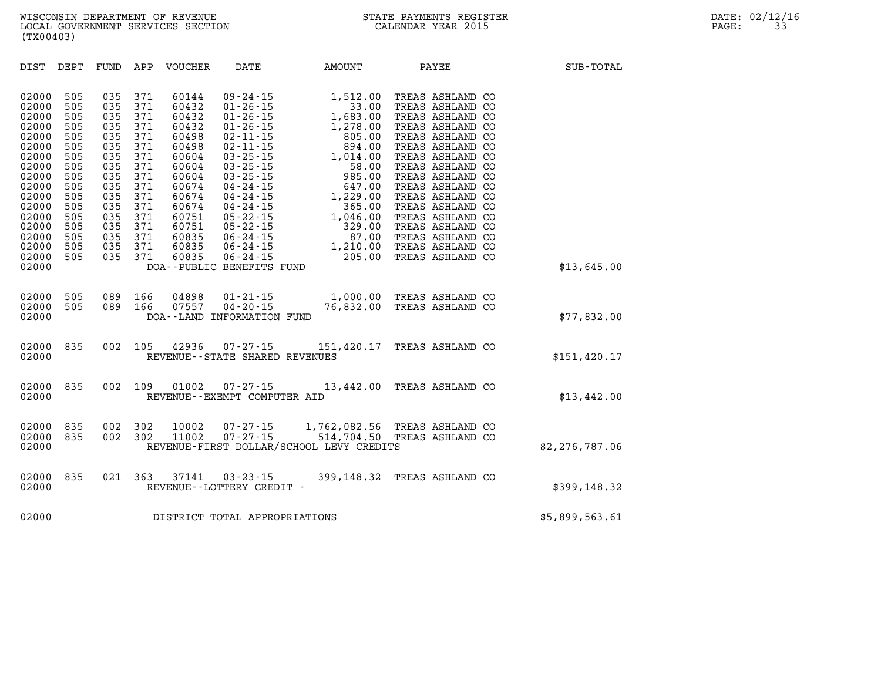WISCONSIN DEPARTMENT OF REVENUE
LOCAL GOVERNMENT SERVICES SECTION
(TX00403)

STATE PAYMENTS REGISTER
CALENDAR YEAR 2015

| DIST | DEPT | FUND | APP | VOUCHER | DATE | AMOUNT | PAYEE | SUB-TOTAL |
|---|---|---|---|---|---|---|---|---|
| 02000 | 505 | 035 | 371 | 60144 | 09-24-15 | 1,512.00 | TREAS ASHLAND CO | |
| 02000 | 505 | 035 | 371 | 60432 | 01-26-15 | 33.00 | TREAS ASHLAND CO | |
| 02000 | 505 | 035 | 371 | 60432 | 01-26-15 | 1,683.00 | TREAS ASHLAND CO | |
| 02000 | 505 | 035 | 371 | 60432 | 01-26-15 | 1,278.00 | TREAS ASHLAND CO | |
| 02000 | 505 | 035 | 371 | 60498 | 02-11-15 | 805.00 | TREAS ASHLAND CO | |
| 02000 | 505 | 035 | 371 | 60498 | 02-11-15 | 894.00 | TREAS ASHLAND CO | |
| 02000 | 505 | 035 | 371 | 60604 | 03-25-15 | 1,014.00 | TREAS ASHLAND CO | |
| 02000 | 505 | 035 | 371 | 60604 | 03-25-15 | 58.00 | TREAS ASHLAND CO | |
| 02000 | 505 | 035 | 371 | 60604 | 03-25-15 | 985.00 | TREAS ASHLAND CO | |
| 02000 | 505 | 035 | 371 | 60674 | 04-24-15 | 647.00 | TREAS ASHLAND CO | |
| 02000 | 505 | 035 | 371 | 60674 | 04-24-15 | 1,229.00 | TREAS ASHLAND CO | |
| 02000 | 505 | 035 | 371 | 60674 | 04-24-15 | 365.00 | TREAS ASHLAND CO | |
| 02000 | 505 | 035 | 371 | 60751 | 05-22-15 | 1,046.00 | TREAS ASHLAND CO | |
| 02000 | 505 | 035 | 371 | 60751 | 05-22-15 | 329.00 | TREAS ASHLAND CO | |
| 02000 | 505 | 035 | 371 | 60835 | 06-24-15 | 87.00 | TREAS ASHLAND CO | |
| 02000 | 505 | 035 | 371 | 60835 | 06-24-15 | 1,210.00 | TREAS ASHLAND CO | |
| 02000 | 505 | 035 | 371 | 60835 | 06-24-15 | 205.00 | TREAS ASHLAND CO | |
| 02000 | | | | DOA--PUBLIC BENEFITS FUND | | | | $13,645.00 |
| 02000 | 505 | 089 | 166 | 04898 | 01-21-15 | 1,000.00 | TREAS ASHLAND CO | |
| 02000 | 505 | 089 | 166 | 07557 | 04-20-15 | 76,832.00 | TREAS ASHLAND CO | |
| 02000 | | | | DOA--LAND INFORMATION FUND | | | | $77,832.00 |
| 02000 | 835 | 002 | 105 | 42936 | 07-27-15 | 151,420.17 | TREAS ASHLAND CO | |
| 02000 | | | | REVENUE--STATE SHARED REVENUES | | | | $151,420.17 |
| 02000 | 835 | 002 | 109 | 01002 | 07-27-15 | 13,442.00 | TREAS ASHLAND CO | |
| 02000 | | | | REVENUE--EXEMPT COMPUTER AID | | | | $13,442.00 |
| 02000 | 835 | 002 | 302 | 10002 | 07-27-15 | 1,762,082.56 | TREAS ASHLAND CO | |
| 02000 | 835 | 002 | 302 | 11002 | 07-27-15 | 514,704.50 | TREAS ASHLAND CO | |
| 02000 | | | | REVENUE-FIRST DOLLAR/SCHOOL LEVY CREDITS | | | | $2,276,787.06 |
| 02000 | 835 | 021 | 363 | 37141 | 03-23-15 | 399,148.32 | TREAS ASHLAND CO | |
| 02000 | | | | REVENUE--LOTTERY CREDIT - | | | | $399,148.32 |
| 02000 | | | | DISTRICT TOTAL APPROPRIATIONS | | | | $5,899,563.61 |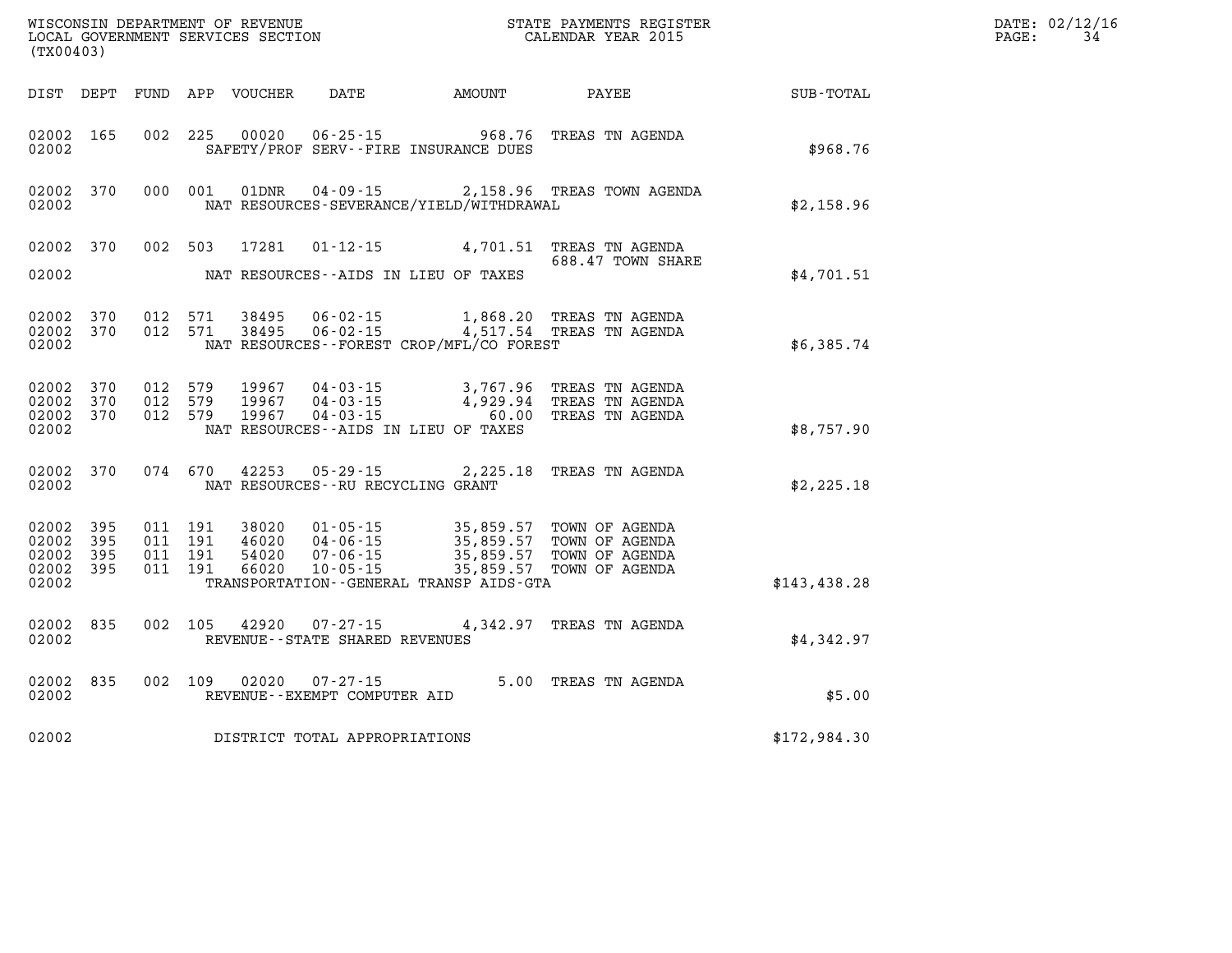WISCONSIN DEPARTMENT OF REVENUE
LOCAL GOVERNMENT SERVICES SECTION
(TX00403)

STATE PAYMENTS REGISTER
CALENDAR YEAR 2015

DATE: 02/12/16
PAGE: 34

| DIST | DEPT | FUND | APP | VOUCHER | DATE | AMOUNT | PAYEE | SUB-TOTAL |
|---|---|---|---|---|---|---|---|---|
| 02002 | 165 | 002 | 225 | 00020 | 06-25-15 | 968.76 | TREAS TN AGENDA | |
| 02002 | | | | | SAFETY/PROF SERV--FIRE INSURANCE DUES | | | $968.76 |
| 02002 | 370 | 000 | 001 | 01DNR | 04-09-15 | 2,158.96 | TREAS TOWN AGENDA | |
| 02002 | | | | | NAT RESOURCES-SEVERANCE/YIELD/WITHDRAWAL | | | $2,158.96 |
| 02002 | 370 | 002 | 503 | 17281 | 01-12-15 | 4,701.51 | TREAS TN AGENDA | |
| | | | | | | | 688.47 TOWN SHARE | |
| 02002 | | | | | NAT RESOURCES--AIDS IN LIEU OF TAXES | | | $4,701.51 |
| 02002 | 370 | 012 | 571 | 38495 | 06-02-15 | 1,868.20 | TREAS TN AGENDA | |
| 02002 | 370 | 012 | 571 | 38495 | 06-02-15 | 4,517.54 | TREAS TN AGENDA | |
| 02002 | | | | | NAT RESOURCES--FOREST CROP/MFL/CO FOREST | | | $6,385.74 |
| 02002 | 370 | 012 | 579 | 19967 | 04-03-15 | 3,767.96 | TREAS TN AGENDA | |
| 02002 | 370 | 012 | 579 | 19967 | 04-03-15 | 4,929.94 | TREAS TN AGENDA | |
| 02002 | 370 | 012 | 579 | 19967 | 04-03-15 | 60.00 | TREAS TN AGENDA | |
| 02002 | | | | | NAT RESOURCES--AIDS IN LIEU OF TAXES | | | $8,757.90 |
| 02002 | 370 | 074 | 670 | 42253 | 05-29-15 | 2,225.18 | TREAS TN AGENDA | |
| 02002 | | | | | NAT RESOURCES--RU RECYCLING GRANT | | | $2,225.18 |
| 02002 | 395 | 011 | 191 | 38020 | 01-05-15 | 35,859.57 | TOWN OF AGENDA | |
| 02002 | 395 | 011 | 191 | 46020 | 04-06-15 | 35,859.57 | TOWN OF AGENDA | |
| 02002 | 395 | 011 | 191 | 54020 | 07-06-15 | 35,859.57 | TOWN OF AGENDA | |
| 02002 | 395 | 011 | 191 | 66020 | 10-05-15 | 35,859.57 | TOWN OF AGENDA | |
| 02002 | | | | | TRANSPORTATION--GENERAL TRANSP AIDS-GTA | | | $143,438.28 |
| 02002 | 835 | 002 | 105 | 42920 | 07-27-15 | 4,342.97 | TREAS TN AGENDA | |
| 02002 | | | | | REVENUE--STATE SHARED REVENUES | | | $4,342.97 |
| 02002 | 835 | 002 | 109 | 02020 | 07-27-15 | 5.00 | TREAS TN AGENDA | |
| 02002 | | | | | REVENUE--EXEMPT COMPUTER AID | | | $5.00 |
| 02002 | | | | | DISTRICT TOTAL APPROPRIATIONS | | | $172,984.30 |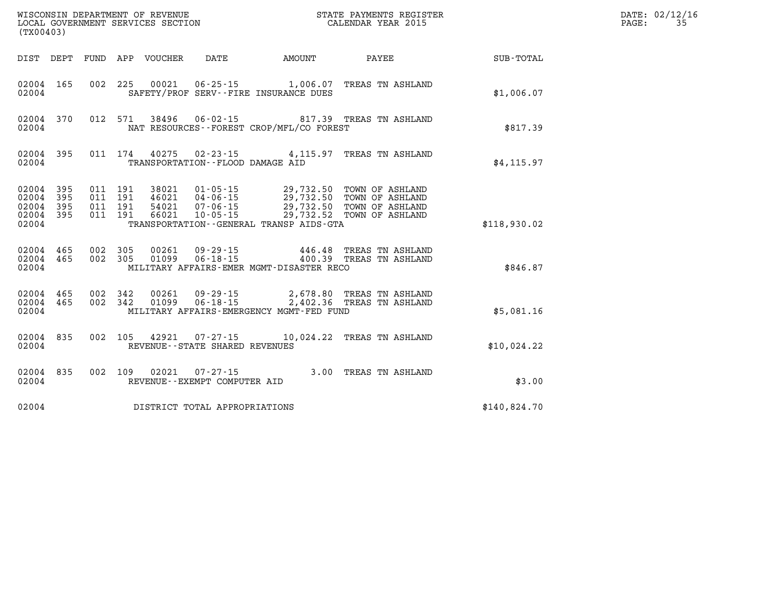WISCONSIN DEPARTMENT OF REVENUE
LOCAL GOVERNMENT SERVICES SECTION
(TX00403)

STATE PAYMENTS REGISTER
CALENDAR YEAR 2015

DATE: 02/12/16

| DIST | DEPT | FUND | APP | VOUCHER | DATE | AMOUNT | PAYEE | SUB-TOTAL |
|---|---|---|---|---|---|---|---|---|
| 02004 | 165 | 002 | 225 | 00021 | 06-25-15 | 1,006.07 | TREAS TN ASHLAND | |
| 02004 | | | | | SAFETY/PROF SERV--FIRE INSURANCE DUES | | | $1,006.07 |
| 02004 | 370 | 012 | 571 | 38496 | 06-02-15 | 817.39 | TREAS TN ASHLAND | |
| 02004 | | | | | NAT RESOURCES--FOREST CROP/MFL/CO FOREST | | | $817.39 |
| 02004 | 395 | 011 | 174 | 40275 | 02-23-15 | 4,115.97 | TREAS TN ASHLAND | |
| 02004 | | | | | TRANSPORTATION--FLOOD DAMAGE AID | | | $4,115.97 |
| 02004 | 395 | 011 | 191 | 38021 | 01-05-15 | 29,732.50 | TOWN OF ASHLAND | |
| 02004 | 395 | 011 | 191 | 46021 | 04-06-15 | 29,732.50 | TOWN OF ASHLAND | |
| 02004 | 395 | 011 | 191 | 54021 | 07-06-15 | 29,732.50 | TOWN OF ASHLAND | |
| 02004 | 395 | 011 | 191 | 66021 | 10-05-15 | 29,732.52 | TOWN OF ASHLAND | |
| 02004 | | | | | TRANSPORTATION--GENERAL TRANSP AIDS-GTA | | | $118,930.02 |
| 02004 | 465 | 002 | 305 | 00261 | 09-29-15 | 446.48 | TREAS TN ASHLAND | |
| 02004 | 465 | 002 | 305 | 01099 | 06-18-15 | 400.39 | TREAS TN ASHLAND | |
| 02004 | | | | | MILITARY AFFAIRS-EMER MGMT-DISASTER RECO | | | $846.87 |
| 02004 | 465 | 002 | 342 | 00261 | 09-29-15 | 2,678.80 | TREAS TN ASHLAND | |
| 02004 | 465 | 002 | 342 | 01099 | 06-18-15 | 2,402.36 | TREAS TN ASHLAND | |
| 02004 | | | | | MILITARY AFFAIRS-EMERGENCY MGMT-FED FUND | | | $5,081.16 |
| 02004 | 835 | 002 | 105 | 42921 | 07-27-15 | 10,024.22 | TREAS TN ASHLAND | |
| 02004 | | | | | REVENUE--STATE SHARED REVENUES | | | $10,024.22 |
| 02004 | 835 | 002 | 109 | 02021 | 07-27-15 | 3.00 | TREAS TN ASHLAND | |
| 02004 | | | | | REVENUE--EXEMPT COMPUTER AID | | | $3.00 |
| 02004 | | | | | DISTRICT TOTAL APPROPRIATIONS | | | $140,824.70 |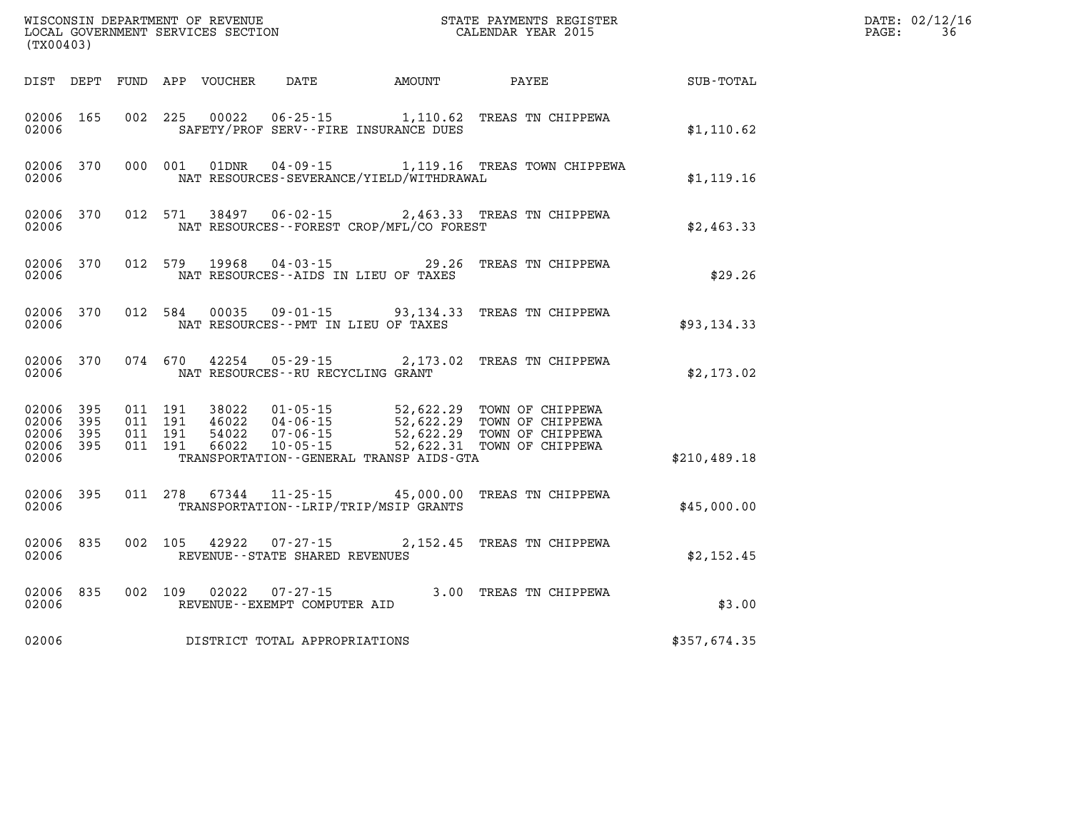WISCONSIN DEPARTMENT OF REVENUE
LOCAL GOVERNMENT SERVICES SECTION
(TX00403)

STATE PAYMENTS REGISTER
CALENDAR YEAR 2015

DATE: 02/12/16

| DIST | DEPT | FUND | APP | VOUCHER | DATE | AMOUNT | PAYEE | SUB-TOTAL |
|---|---|---|---|---|---|---|---|---|
| 02006 | 165 | 002 | 225 | 00022 | 06-25-15 | 1,110.62 | TREAS TN CHIPPEWA | |
| 02006 | | | | | SAFETY/PROF SERV--FIRE INSURANCE DUES | | | $1,110.62 |
| 02006 | 370 | 000 | 001 | 01DNR | 04-09-15 | 1,119.16 | TREAS TOWN CHIPPEWA | |
| 02006 | | | | | NAT RESOURCES-SEVERANCE/YIELD/WITHDRAWAL | | | $1,119.16 |
| 02006 | 370 | 012 | 571 | 38497 | 06-02-15 | 2,463.33 | TREAS TN CHIPPEWA | |
| 02006 | | | | | NAT RESOURCES--FOREST CROP/MFL/CO FOREST | | | $2,463.33 |
| 02006 | 370 | 012 | 579 | 19968 | 04-03-15 | 29.26 | TREAS TN CHIPPEWA | |
| 02006 | | | | | NAT RESOURCES--AIDS IN LIEU OF TAXES | | | $29.26 |
| 02006 | 370 | 012 | 584 | 00035 | 09-01-15 | 93,134.33 | TREAS TN CHIPPEWA | |
| 02006 | | | | | NAT RESOURCES--PMT IN LIEU OF TAXES | | | $93,134.33 |
| 02006 | 370 | 074 | 670 | 42254 | 05-29-15 | 2,173.02 | TREAS TN CHIPPEWA | |
| 02006 | | | | | NAT RESOURCES--RU RECYCLING GRANT | | | $2,173.02 |
| 02006 | 395 | 011 | 191 | 38022 | 01-05-15 | 52,622.29 | TOWN OF CHIPPEWA | |
| 02006 | 395 | 011 | 191 | 46022 | 04-06-15 | 52,622.29 | TOWN OF CHIPPEWA | |
| 02006 | 395 | 011 | 191 | 54022 | 07-06-15 | 52,622.29 | TOWN OF CHIPPEWA | |
| 02006 | 395 | 011 | 191 | 66022 | 10-05-15 | 52,622.31 | TOWN OF CHIPPEWA | |
| 02006 | | | | | TRANSPORTATION--GENERAL TRANSP AIDS-GTA | | | $210,489.18 |
| 02006 | 395 | 011 | 278 | 67344 | 11-25-15 | 45,000.00 | TREAS TN CHIPPEWA | |
| 02006 | | | | | TRANSPORTATION--LRIP/TRIP/MSIP GRANTS | | | $45,000.00 |
| 02006 | 835 | 002 | 105 | 42922 | 07-27-15 | 2,152.45 | TREAS TN CHIPPEWA | |
| 02006 | | | | | REVENUE--STATE SHARED REVENUES | | | $2,152.45 |
| 02006 | 835 | 002 | 109 | 02022 | 07-27-15 | 3.00 | TREAS TN CHIPPEWA | |
| 02006 | | | | | REVENUE--EXEMPT COMPUTER AID | | | $3.00 |
| 02006 | | | | | DISTRICT TOTAL APPROPRIATIONS | | | $357,674.35 |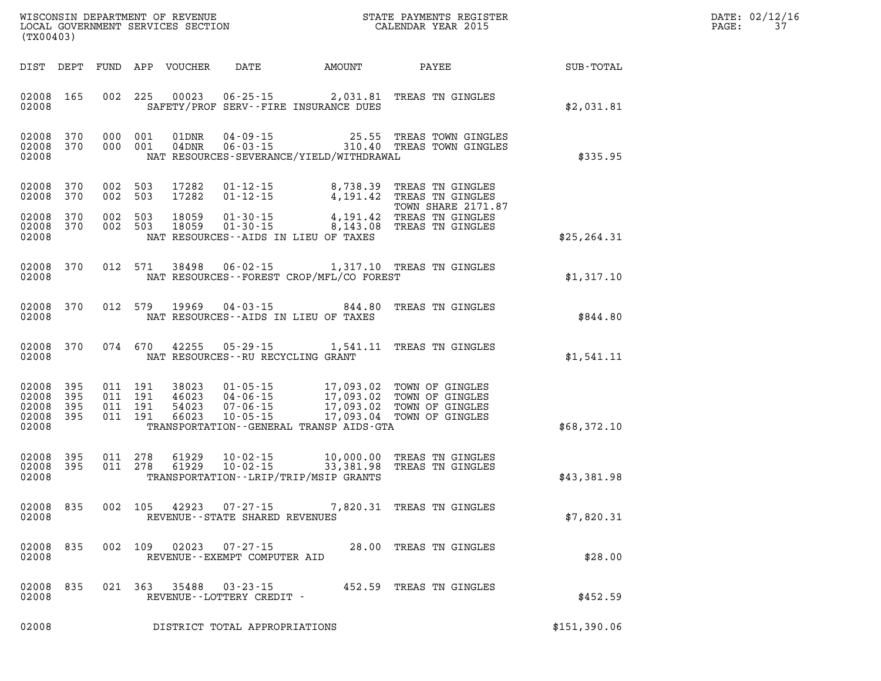WISCONSIN DEPARTMENT OF REVENUE
LOCAL GOVERNMENT SERVICES SECTION
(TX00403)

STATE PAYMENTS REGISTER
CALENDAR YEAR 2015

DATE: 02/12/16

| DIST | DEPT | FUND | APP | VOUCHER | DATE | AMOUNT | PAYEE | SUB-TOTAL |
|---|---|---|---|---|---|---|---|---|
| 02008 | 165 | 002 | 225 | 00023 | 06-25-15 | 2,031.81 | TREAS TN GINGLES | |
| 02008 | | | | | SAFETY/PROF SERV--FIRE INSURANCE DUES | | | $2,031.81 |
| 02008 | 370 | 000 | 001 | 01DNR | 04-09-15 | 25.55 | TREAS TOWN GINGLES | |
| 02008 | 370 | 000 | 001 | 04DNR | 06-03-15 | 310.40 | TREAS TOWN GINGLES | |
| 02008 | | | | | NAT RESOURCES-SEVERANCE/YIELD/WITHDRAWAL | | | $335.95 |
| 02008 | 370 | 002 | 503 | 17282 | 01-12-15 | 8,738.39 | TREAS TN GINGLES | |
| 02008 | 370 | 002 | 503 | 17282 | 01-12-15 | 4,191.42 | TREAS TN GINGLES TOWN SHARE 2171.87 | |
| 02008 | 370 | 002 | 503 | 18059 | 01-30-15 | 4,191.42 | TREAS TN GINGLES | |
| 02008 | 370 | 002 | 503 | 18059 | 01-30-15 | 8,143.08 | TREAS TN GINGLES | |
| 02008 | | | | | NAT RESOURCES--AIDS IN LIEU OF TAXES | | | $25,264.31 |
| 02008 | 370 | 012 | 571 | 38498 | 06-02-15 | 1,317.10 | TREAS TN GINGLES | |
| 02008 | | | | | NAT RESOURCES--FOREST CROP/MFL/CO FOREST | | | $1,317.10 |
| 02008 | 370 | 012 | 579 | 19969 | 04-03-15 | 844.80 | TREAS TN GINGLES | |
| 02008 | | | | | NAT RESOURCES--AIDS IN LIEU OF TAXES | | | $844.80 |
| 02008 | 370 | 074 | 670 | 42255 | 05-29-15 | 1,541.11 | TREAS TN GINGLES | |
| 02008 | | | | | NAT RESOURCES--RU RECYCLING GRANT | | | $1,541.11 |
| 02008 | 395 | 011 | 191 | 38023 | 01-05-15 | 17,093.02 | TOWN OF GINGLES | |
| 02008 | 395 | 011 | 191 | 46023 | 04-06-15 | 17,093.02 | TOWN OF GINGLES | |
| 02008 | 395 | 011 | 191 | 54023 | 07-06-15 | 17,093.02 | TOWN OF GINGLES | |
| 02008 | 395 | 011 | 191 | 66023 | 10-05-15 | 17,093.04 | TOWN OF GINGLES | |
| 02008 | | | | | TRANSPORTATION--GENERAL TRANSP AIDS-GTA | | | $68,372.10 |
| 02008 | 395 | 011 | 278 | 61929 | 10-02-15 | 10,000.00 | TREAS TN GINGLES | |
| 02008 | 395 | 011 | 278 | 61929 | 10-02-15 | 33,381.98 | TREAS TN GINGLES | |
| 02008 | | | | | TRANSPORTATION--LRIP/TRIP/MSIP GRANTS | | | $43,381.98 |
| 02008 | 835 | 002 | 105 | 42923 | 07-27-15 | 7,820.31 | TREAS TN GINGLES | |
| 02008 | | | | | REVENUE--STATE SHARED REVENUES | | | $7,820.31 |
| 02008 | 835 | 002 | 109 | 02023 | 07-27-15 | 28.00 | TREAS TN GINGLES | |
| 02008 | | | | | REVENUE--EXEMPT COMPUTER AID | | | $28.00 |
| 02008 | 835 | 021 | 363 | 35488 | 03-23-15 | 452.59 | TREAS TN GINGLES | |
| 02008 | | | | | REVENUE--LOTTERY CREDIT - | | | $452.59 |
| 02008 | | | | | DISTRICT TOTAL APPROPRIATIONS | | | $151,390.06 |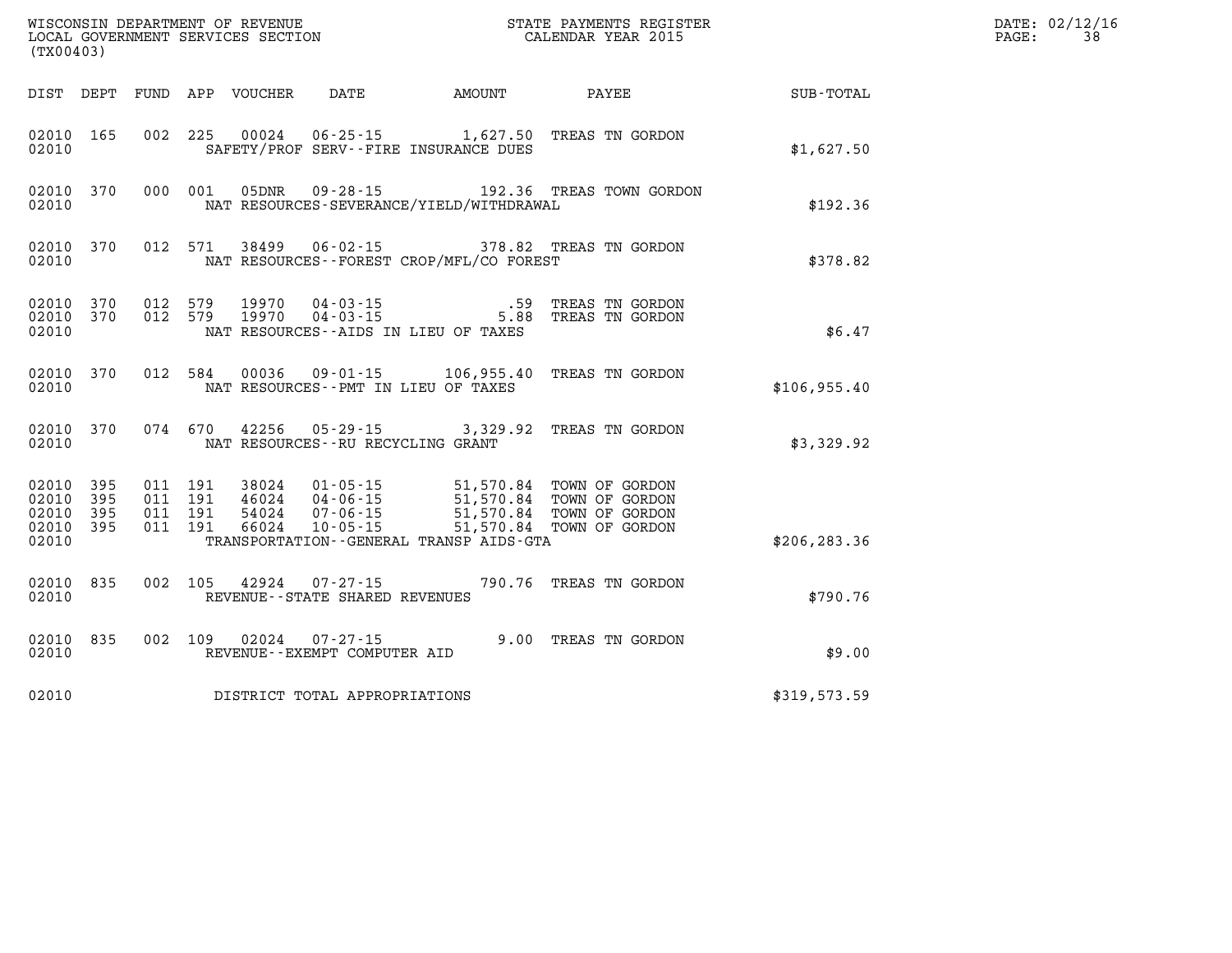WISCONSIN DEPARTMENT OF REVENUE
LOCAL GOVERNMENT SERVICES SECTION
(TX00403)

STATE PAYMENTS REGISTER
CALENDAR YEAR 2015

| DIST | DEPT | FUND | APP | VOUCHER | DATE | AMOUNT | PAYEE | SUB-TOTAL |
|---|---|---|---|---|---|---|---|---|
| 02010 | 165 | 002 | 225 | 00024 | 06-25-15 | 1,627.50 | TREAS TN GORDON | |
| 02010 | | | | SAFETY/PROF SERV--FIRE INSURANCE DUES | | | | $1,627.50 |
| 02010 | 370 | 000 | 001 | 05DNR | 09-28-15 | 192.36 | TREAS TOWN GORDON | |
| 02010 | | | | NAT RESOURCES-SEVERANCE/YIELD/WITHDRAWAL | | | | $192.36 |
| 02010 | 370 | 012 | 571 | 38499 | 06-02-15 | 378.82 | TREAS TN GORDON | |
| 02010 | | | | NAT RESOURCES--FOREST CROP/MFL/CO FOREST | | | | $378.82 |
| 02010 | 370 | 012 | 579 | 19970 | 04-03-15 | .59 | TREAS TN GORDON | |
| 02010 | 370 | 012 | 579 | 19970 | 04-03-15 | 5.88 | TREAS TN GORDON | |
| 02010 | | | | NAT RESOURCES--AIDS IN LIEU OF TAXES | | | | $6.47 |
| 02010 | 370 | 012 | 584 | 00036 | 09-01-15 | 106,955.40 | TREAS TN GORDON | |
| 02010 | | | | NAT RESOURCES--PMT IN LIEU OF TAXES | | | | $106,955.40 |
| 02010 | 370 | 074 | 670 | 42256 | 05-29-15 | 3,329.92 | TREAS TN GORDON | |
| 02010 | | | | NAT RESOURCES--RU RECYCLING GRANT | | | | $3,329.92 |
| 02010 | 395 | 011 | 191 | 38024 | 01-05-15 | 51,570.84 | TOWN OF GORDON | |
| 02010 | 395 | 011 | 191 | 46024 | 04-06-15 | 51,570.84 | TOWN OF GORDON | |
| 02010 | 395 | 011 | 191 | 54024 | 07-06-15 | 51,570.84 | TOWN OF GORDON | |
| 02010 | 395 | 011 | 191 | 66024 | 10-05-15 | 51,570.84 | TOWN OF GORDON | |
| 02010 | | | | TRANSPORTATION--GENERAL TRANSP AIDS-GTA | | | | $206,283.36 |
| 02010 | 835 | 002 | 105 | 42924 | 07-27-15 | 790.76 | TREAS TN GORDON | |
| 02010 | | | | REVENUE--STATE SHARED REVENUES | | | | $790.76 |
| 02010 | 835 | 002 | 109 | 02024 | 07-27-15 | 9.00 | TREAS TN GORDON | |
| 02010 | | | | REVENUE--EXEMPT COMPUTER AID | | | | $9.00 |
| 02010 | | | | DISTRICT TOTAL APPROPRIATIONS | | | | $319,573.59 |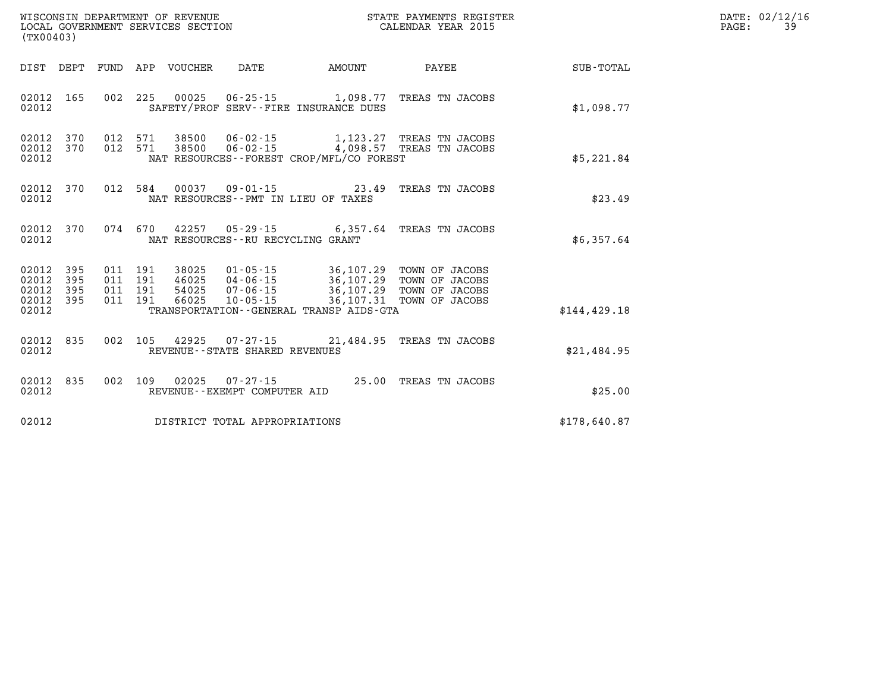WISCONSIN DEPARTMENT OF REVENUE
LOCAL GOVERNMENT SERVICES SECTION
(TX00403)

STATE PAYMENTS REGISTER
CALENDAR YEAR 2015

DATE: 02/12/16
PAGE: 39

| DIST | DEPT | FUND | APP | VOUCHER | DATE | AMOUNT | PAYEE | SUB-TOTAL |
|---|---|---|---|---|---|---|---|---|
| 02012 | 165 | 002 | 225 | 00025 | 06-25-15 | 1,098.77 | TREAS TN JACOBS | |
| 02012 | | | | SAFETY/PROF SERV--FIRE INSURANCE DUES | | | | $1,098.77 |
| 02012 | 370 | 012 | 571 | 38500 | 06-02-15 | 1,123.27 | TREAS TN JACOBS | |
| 02012 | 370 | 012 | 571 | 38500 | 06-02-15 | 4,098.57 | TREAS TN JACOBS | |
| 02012 | | | | NAT RESOURCES--FOREST CROP/MFL/CO FOREST | | | | $5,221.84 |
| 02012 | 370 | 012 | 584 | 00037 | 09-01-15 | 23.49 | TREAS TN JACOBS | |
| 02012 | | | | NAT RESOURCES--PMT IN LIEU OF TAXES | | | | $23.49 |
| 02012 | 370 | 074 | 670 | 42257 | 05-29-15 | 6,357.64 | TREAS TN JACOBS | |
| 02012 | | | | NAT RESOURCES--RU RECYCLING GRANT | | | | $6,357.64 |
| 02012 | 395 | 011 | 191 | 38025 | 01-05-15 | 36,107.29 | TOWN OF JACOBS | |
| 02012 | 395 | 011 | 191 | 46025 | 04-06-15 | 36,107.29 | TOWN OF JACOBS | |
| 02012 | 395 | 011 | 191 | 54025 | 07-06-15 | 36,107.29 | TOWN OF JACOBS | |
| 02012 | 395 | 011 | 191 | 66025 | 10-05-15 | 36,107.31 | TOWN OF JACOBS | |
| 02012 | | | | TRANSPORTATION--GENERAL TRANSP AIDS-GTA | | | | $144,429.18 |
| 02012 | 835 | 002 | 105 | 42925 | 07-27-15 | 21,484.95 | TREAS TN JACOBS | |
| 02012 | | | | REVENUE--STATE SHARED REVENUES | | | | $21,484.95 |
| 02012 | 835 | 002 | 109 | 02025 | 07-27-15 | 25.00 | TREAS TN JACOBS | |
| 02012 | | | | REVENUE--EXEMPT COMPUTER AID | | | | $25.00 |
| 02012 | | | | DISTRICT TOTAL APPROPRIATIONS | | | | $178,640.87 |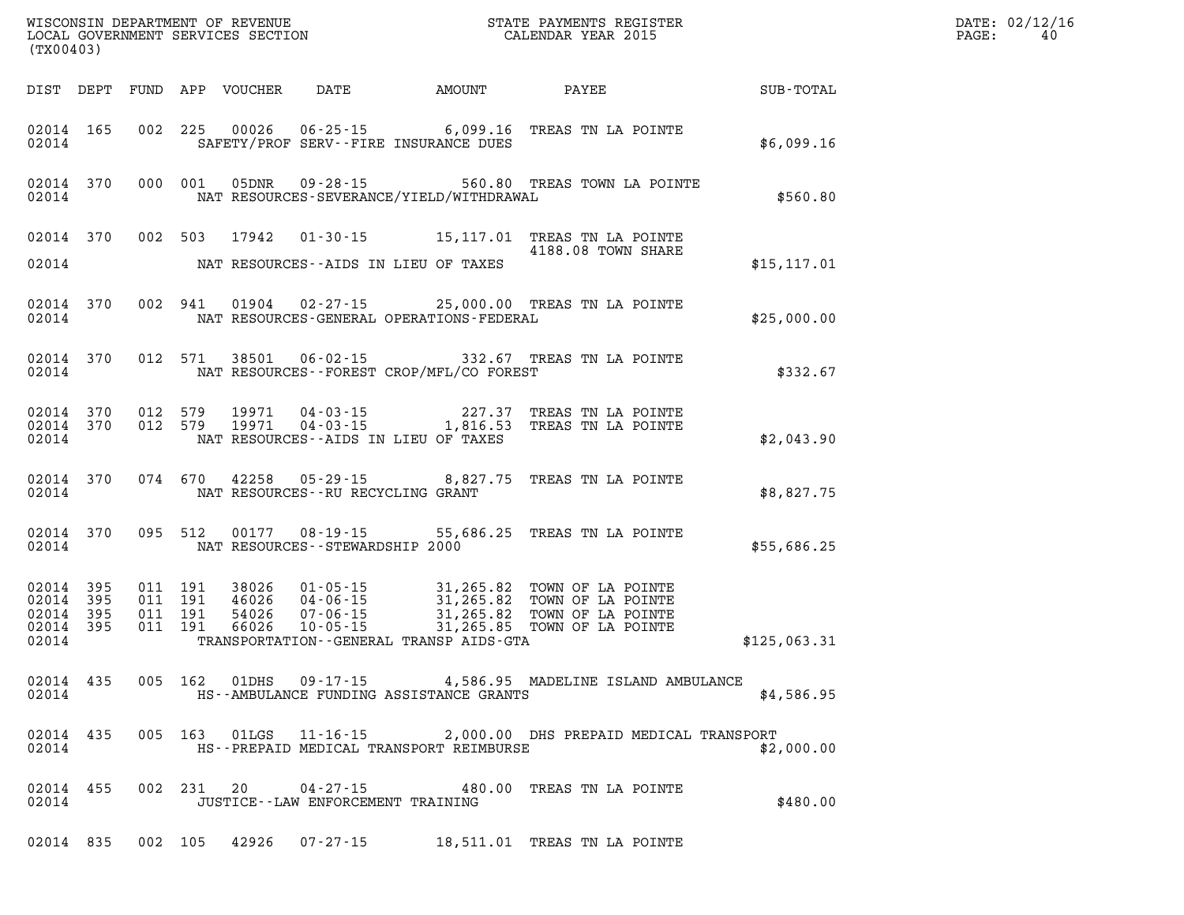WISCONSIN DEPARTMENT OF REVENUE
LOCAL GOVERNMENT SERVICES SECTION
(TX00403)

STATE PAYMENTS REGISTER
CALENDAR YEAR 2015

DATE: 02/12/16
PAGE: 40

| DIST | DEPT | FUND | APP | VOUCHER | DATE | AMOUNT | PAYEE | SUB-TOTAL |
|---|---|---|---|---|---|---|---|---|
| 02014 | 165 | 002 | 225 | 00026 | 06-25-15 | 6,099.16 | TREAS TN LA POINTE | |
| 02014 | | | | | SAFETY/PROF SERV--FIRE INSURANCE DUES | | | $6,099.16 |
| 02014 | 370 | 000 | 001 | 05DNR | 09-28-15 | 560.80 | TREAS TOWN LA POINTE | |
| 02014 | | | | | NAT RESOURCES-SEVERANCE/YIELD/WITHDRAWAL | | | $560.80 |
| 02014 | 370 | 002 | 503 | 17942 | 01-30-15 | 15,117.01 | TREAS TN LA POINTE 4188.08 TOWN SHARE | |
| 02014 | | | | | NAT RESOURCES--AIDS IN LIEU OF TAXES | | | $15,117.01 |
| 02014 | 370 | 002 | 941 | 01904 | 02-27-15 | 25,000.00 | TREAS TN LA POINTE | |
| 02014 | | | | | NAT RESOURCES-GENERAL OPERATIONS-FEDERAL | | | $25,000.00 |
| 02014 | 370 | 012 | 571 | 38501 | 06-02-15 | 332.67 | TREAS TN LA POINTE | |
| 02014 | | | | | NAT RESOURCES--FOREST CROP/MFL/CO FOREST | | | $332.67 |
| 02014 | 370 | 012 | 579 | 19971 | 04-03-15 | 227.37 | TREAS TN LA POINTE | |
| 02014 | 370 | 012 | 579 | 19971 | 04-03-15 | 1,816.53 | TREAS TN LA POINTE | |
| 02014 | | | | | NAT RESOURCES--AIDS IN LIEU OF TAXES | | | $2,043.90 |
| 02014 | 370 | 074 | 670 | 42258 | 05-29-15 | 8,827.75 | TREAS TN LA POINTE | |
| 02014 | | | | | NAT RESOURCES--RU RECYCLING GRANT | | | $8,827.75 |
| 02014 | 370 | 095 | 512 | 00177 | 08-19-15 | 55,686.25 | TREAS TN LA POINTE | |
| 02014 | | | | | NAT RESOURCES--STEWARDSHIP 2000 | | | $55,686.25 |
| 02014 | 395 | 011 | 191 | 38026 | 01-05-15 | 31,265.82 | TOWN OF LA POINTE | |
| 02014 | 395 | 011 | 191 | 46026 | 04-06-15 | 31,265.82 | TOWN OF LA POINTE | |
| 02014 | 395 | 011 | 191 | 54026 | 07-06-15 | 31,265.82 | TOWN OF LA POINTE | |
| 02014 | 395 | 011 | 191 | 66026 | 10-05-15 | 31,265.85 | TOWN OF LA POINTE | |
| 02014 | | | | | TRANSPORTATION--GENERAL TRANSP AIDS-GTA | | | $125,063.31 |
| 02014 | 435 | 005 | 162 | 01DHS | 09-17-15 | 4,586.95 | MADELINE ISLAND AMBULANCE | |
| 02014 | | | | | HS--AMBULANCE FUNDING ASSISTANCE GRANTS | | | $4,586.95 |
| 02014 | 435 | 005 | 163 | 01LGS | 11-16-15 | 2,000.00 | DHS PREPAID MEDICAL TRANSPORT | |
| 02014 | | | | | HS--PREPAID MEDICAL TRANSPORT REIMBURSE | | | $2,000.00 |
| 02014 | 455 | 002 | 231 | 20 | 04-27-15 | 480.00 | TREAS TN LA POINTE | |
| 02014 | | | | | JUSTICE--LAW ENFORCEMENT TRAINING | | | $480.00 |
| 02014 | 835 | 002 | 105 | 42926 | 07-27-15 | 18,511.01 | TREAS TN LA POINTE | |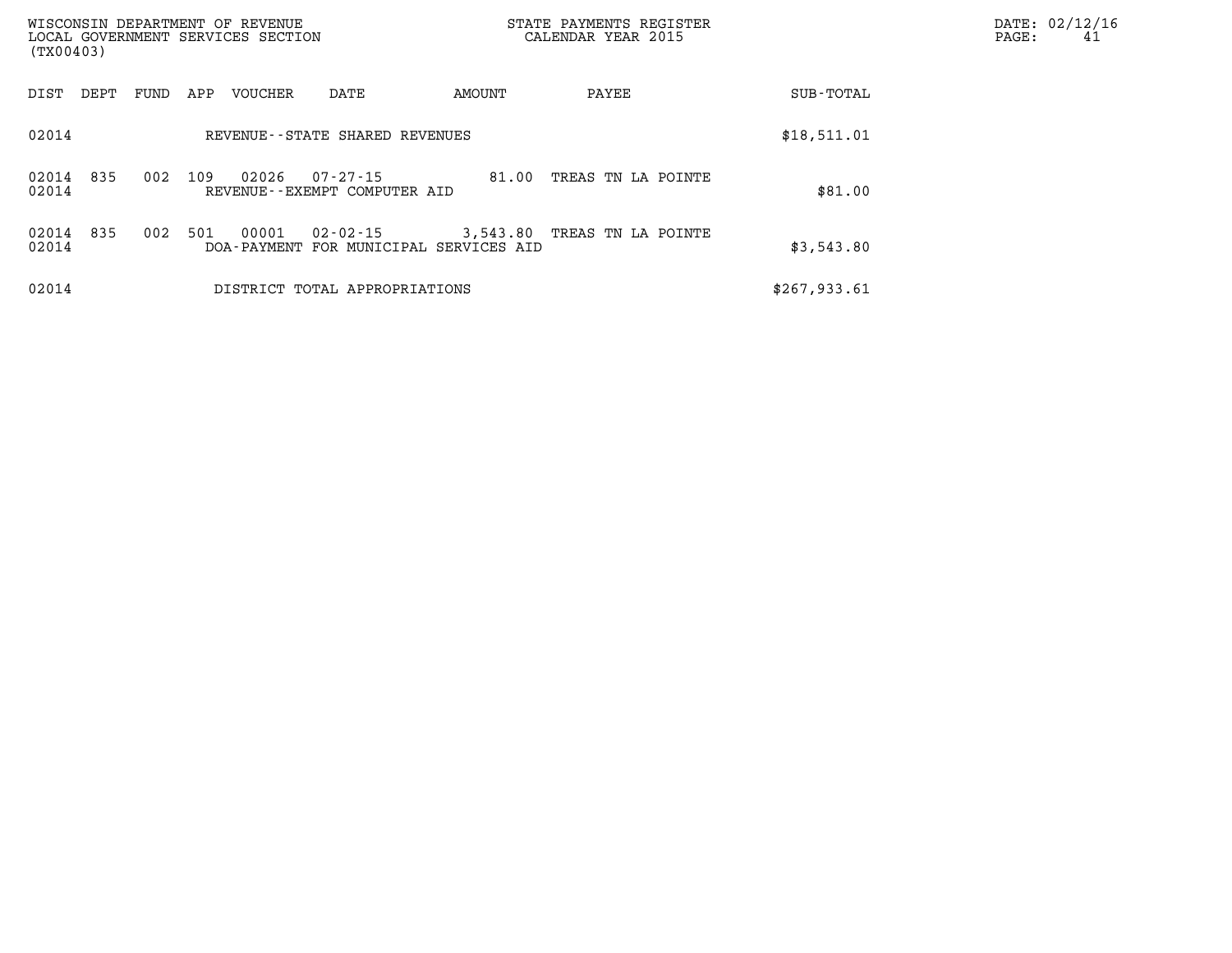WISCONSIN DEPARTMENT OF REVENUE
LOCAL GOVERNMENT SERVICES SECTION
(TX00403)

STATE PAYMENTS REGISTER
CALENDAR YEAR 2015

DATE: 02/12/16

| DIST | DEPT | FUND | APP | VOUCHER | DATE | AMOUNT | PAYEE | SUB-TOTAL |
|---|---|---|---|---|---|---|---|---|
| 02014 | | | | REVENUE--STATE SHARED REVENUES | | | | $18,511.01 |
| 02014 | 835 | 002 | 109 | 02026 | 07-27-15 | 81.00 | TREAS TN LA POINTE | |
| 02014 | | | | REVENUE--EXEMPT COMPUTER AID | | | | $81.00 |
| 02014 | 835 | 002 | 501 | 00001 | 02-02-15 | 3,543.80 | TREAS TN LA POINTE | |
| 02014 | | | | DOA-PAYMENT FOR MUNICIPAL SERVICES AID | | | | $3,543.80 |
| 02014 | | | | DISTRICT TOTAL APPROPRIATIONS | | | | $267,933.61 |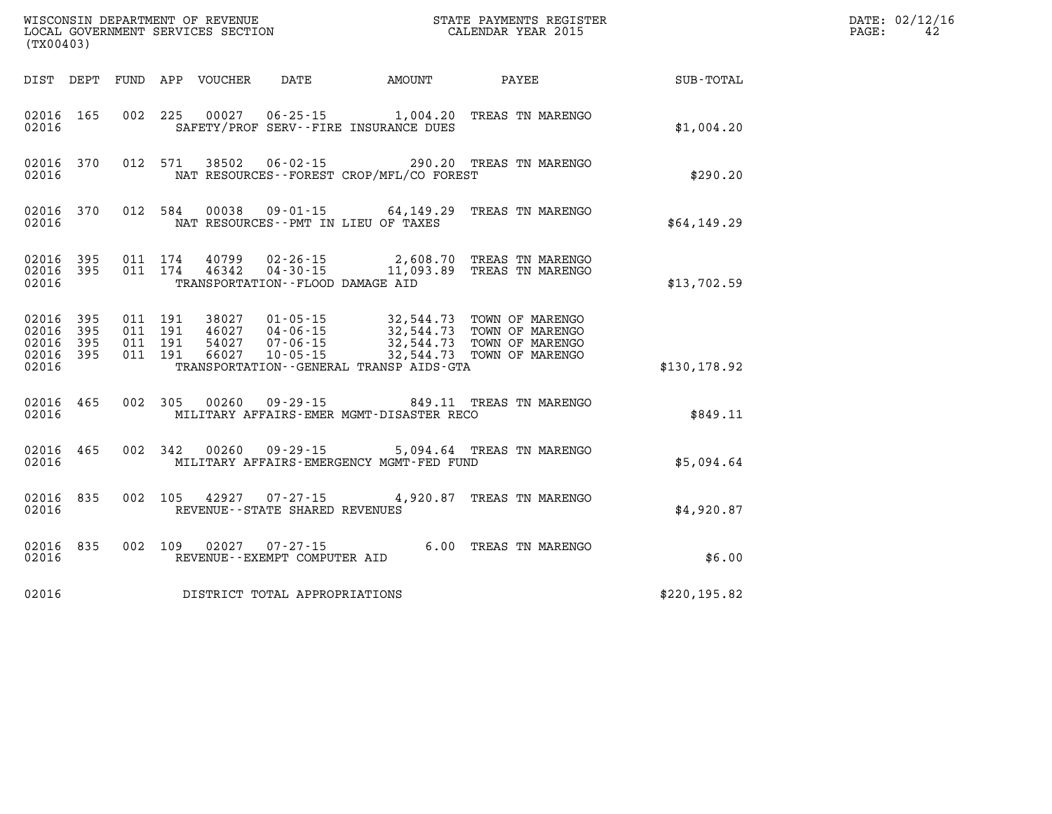WISCONSIN DEPARTMENT OF REVENUE
LOCAL GOVERNMENT SERVICES SECTION
(TX00403)

STATE PAYMENTS REGISTER
CALENDAR YEAR 2015

DATE: 02/12/16
PAGE: 42

| DIST | DEPT | FUND | APP | VOUCHER | DATE | AMOUNT | PAYEE | SUB-TOTAL |
|---|---|---|---|---|---|---|---|---|
| 02016 | 165 | 002 | 225 | 00027 | 06-25-15 | 1,004.20 | TREAS TN MARENGO | |
| 02016 | | | | SAFETY/PROF SERV--FIRE INSURANCE DUES | | | | $1,004.20 |
| 02016 | 370 | 012 | 571 | 38502 | 06-02-15 | 290.20 | TREAS TN MARENGO | |
| 02016 | | | | NAT RESOURCES--FOREST CROP/MFL/CO FOREST | | | | $290.20 |
| 02016 | 370 | 012 | 584 | 00038 | 09-01-15 | 64,149.29 | TREAS TN MARENGO | |
| 02016 | | | | NAT RESOURCES--PMT IN LIEU OF TAXES | | | | $64,149.29 |
| 02016 | 395 | 011 | 174 | 40799 | 02-26-15 | 2,608.70 | TREAS TN MARENGO | |
| 02016 | 395 | 011 | 174 | 46342 | 04-30-15 | 11,093.89 | TREAS TN MARENGO | |
| 02016 | | | | TRANSPORTATION--FLOOD DAMAGE AID | | | | $13,702.59 |
| 02016 | 395 | 011 | 191 | 38027 | 01-05-15 | 32,544.73 | TOWN OF MARENGO | |
| 02016 | 395 | 011 | 191 | 46027 | 04-06-15 | 32,544.73 | TOWN OF MARENGO | |
| 02016 | 395 | 011 | 191 | 54027 | 07-06-15 | 32,544.73 | TOWN OF MARENGO | |
| 02016 | 395 | 011 | 191 | 66027 | 10-05-15 | 32,544.73 | TOWN OF MARENGO | |
| 02016 | | | | TRANSPORTATION--GENERAL TRANSP AIDS-GTA | | | | $130,178.92 |
| 02016 | 465 | 002 | 305 | 00260 | 09-29-15 | 849.11 | TREAS TN MARENGO | |
| 02016 | | | | MILITARY AFFAIRS-EMER MGMT-DISASTER RECO | | | | $849.11 |
| 02016 | 465 | 002 | 342 | 00260 | 09-29-15 | 5,094.64 | TREAS TN MARENGO | |
| 02016 | | | | MILITARY AFFAIRS-EMERGENCY MGMT-FED FUND | | | | $5,094.64 |
| 02016 | 835 | 002 | 105 | 42927 | 07-27-15 | 4,920.87 | TREAS TN MARENGO | |
| 02016 | | | | REVENUE--STATE SHARED REVENUES | | | | $4,920.87 |
| 02016 | 835 | 002 | 109 | 02027 | 07-27-15 | 6.00 | TREAS TN MARENGO | |
| 02016 | | | | REVENUE--EXEMPT COMPUTER AID | | | | $6.00 |
| 02016 | | | | DISTRICT TOTAL APPROPRIATIONS | | | | $220,195.82 |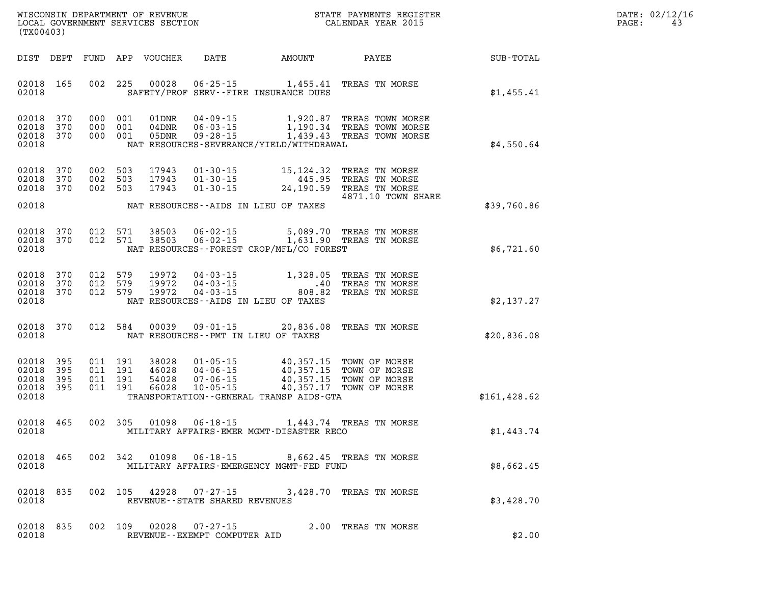WISCONSIN DEPARTMENT OF REVENUE
LOCAL GOVERNMENT SERVICES SECTION
(TX00403)

STATE PAYMENTS REGISTER
CALENDAR YEAR 2015

DATE: 02/12/16
PAGE: 43

| DIST | DEPT | FUND | APP | VOUCHER | DATE | AMOUNT | PAYEE | SUB-TOTAL |
|---|---|---|---|---|---|---|---|---|
| 02018 | 165 | 002 | 225 | 00028 | 06-25-15 | 1,455.41 | TREAS TN MORSE | |
| 02018 | | | | SAFETY/PROF SERV--FIRE INSURANCE DUES | | | | $1,455.41 |
| 02018 | 370 | 000 | 001 | 01DNR | 04-09-15 | 1,920.87 | TREAS TOWN MORSE | |
| 02018 | 370 | 000 | 001 | 04DNR | 06-03-15 | 1,190.34 | TREAS TOWN MORSE | |
| 02018 | 370 | 000 | 001 | 05DNR | 09-28-15 | 1,439.43 | TREAS TOWN MORSE | |
| 02018 | | | | NAT RESOURCES-SEVERANCE/YIELD/WITHDRAWAL | | | | $4,550.64 |
| 02018 | 370 | 002 | 503 | 17943 | 01-30-15 | 15,124.32 | TREAS TN MORSE | |
| 02018 | 370 | 002 | 503 | 17943 | 01-30-15 | 445.95 | TREAS TN MORSE | |
| 02018 | 370 | 002 | 503 | 17943 | 01-30-15 | 24,190.59 | TREAS TN MORSE 4871.10 TOWN SHARE | |
| 02018 | | | | NAT RESOURCES--AIDS IN LIEU OF TAXES | | | | $39,760.86 |
| 02018 | 370 | 012 | 571 | 38503 | 06-02-15 | 5,089.70 | TREAS TN MORSE | |
| 02018 | 370 | 012 | 571 | 38503 | 06-02-15 | 1,631.90 | TREAS TN MORSE | |
| 02018 | | | | NAT RESOURCES--FOREST CROP/MFL/CO FOREST | | | | $6,721.60 |
| 02018 | 370 | 012 | 579 | 19972 | 04-03-15 | 1,328.05 | TREAS TN MORSE | |
| 02018 | 370 | 012 | 579 | 19972 | 04-03-15 | .40 | TREAS TN MORSE | |
| 02018 | 370 | 012 | 579 | 19972 | 04-03-15 | 808.82 | TREAS TN MORSE | |
| 02018 | | | | NAT RESOURCES--AIDS IN LIEU OF TAXES | | | | $2,137.27 |
| 02018 | 370 | 012 | 584 | 00039 | 09-01-15 | 20,836.08 | TREAS TN MORSE | |
| 02018 | | | | NAT RESOURCES--PMT IN LIEU OF TAXES | | | | $20,836.08 |
| 02018 | 395 | 011 | 191 | 38028 | 01-05-15 | 40,357.15 | TOWN OF MORSE | |
| 02018 | 395 | 011 | 191 | 46028 | 04-06-15 | 40,357.15 | TOWN OF MORSE | |
| 02018 | 395 | 011 | 191 | 54028 | 07-06-15 | 40,357.15 | TOWN OF MORSE | |
| 02018 | 395 | 011 | 191 | 66028 | 10-05-15 | 40,357.17 | TOWN OF MORSE | |
| 02018 | | | | TRANSPORTATION--GENERAL TRANSP AIDS-GTA | | | | $161,428.62 |
| 02018 | 465 | 002 | 305 | 01098 | 06-18-15 | 1,443.74 | TREAS TN MORSE | |
| 02018 | | | | MILITARY AFFAIRS-EMER MGMT-DISASTER RECO | | | | $1,443.74 |
| 02018 | 465 | 002 | 342 | 01098 | 06-18-15 | 8,662.45 | TREAS TN MORSE | |
| 02018 | | | | MILITARY AFFAIRS-EMERGENCY MGMT-FED FUND | | | | $8,662.45 |
| 02018 | 835 | 002 | 105 | 42928 | 07-27-15 | 3,428.70 | TREAS TN MORSE | |
| 02018 | | | | REVENUE--STATE SHARED REVENUES | | | | $3,428.70 |
| 02018 | 835 | 002 | 109 | 02028 | 07-27-15 | 2.00 | TREAS TN MORSE | |
| 02018 | | | | REVENUE--EXEMPT COMPUTER AID | | | | $2.00 |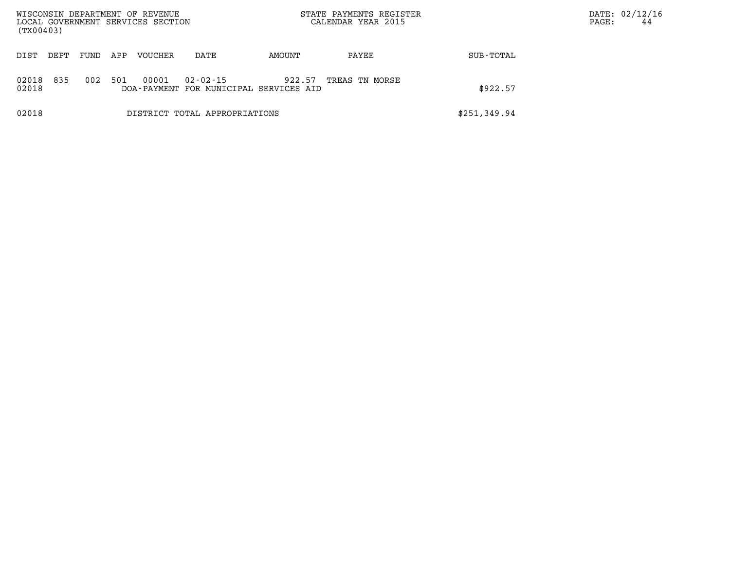WISCONSIN DEPARTMENT OF REVENUE
LOCAL GOVERNMENT SERVICES SECTION
(TX00403)

STATE PAYMENTS REGISTER
CALENDAR YEAR 2015

DATE: 02/12/16

| DIST | DEPT | FUND | APP | VOUCHER | DATE | AMOUNT | PAYEE | SUB-TOTAL |
|---|---|---|---|---|---|---|---|---|
| 02018 | 835 | 002 | 501 | 00001 | 02-02-15 | 922.57 | TREAS TN MORSE | |
| 02018 | | | | DOA-PAYMENT FOR MUNICIPAL SERVICES AID | | | | $922.57 |
| 02018 | | | | DISTRICT TOTAL APPROPRIATIONS | | | | $251,349.94 |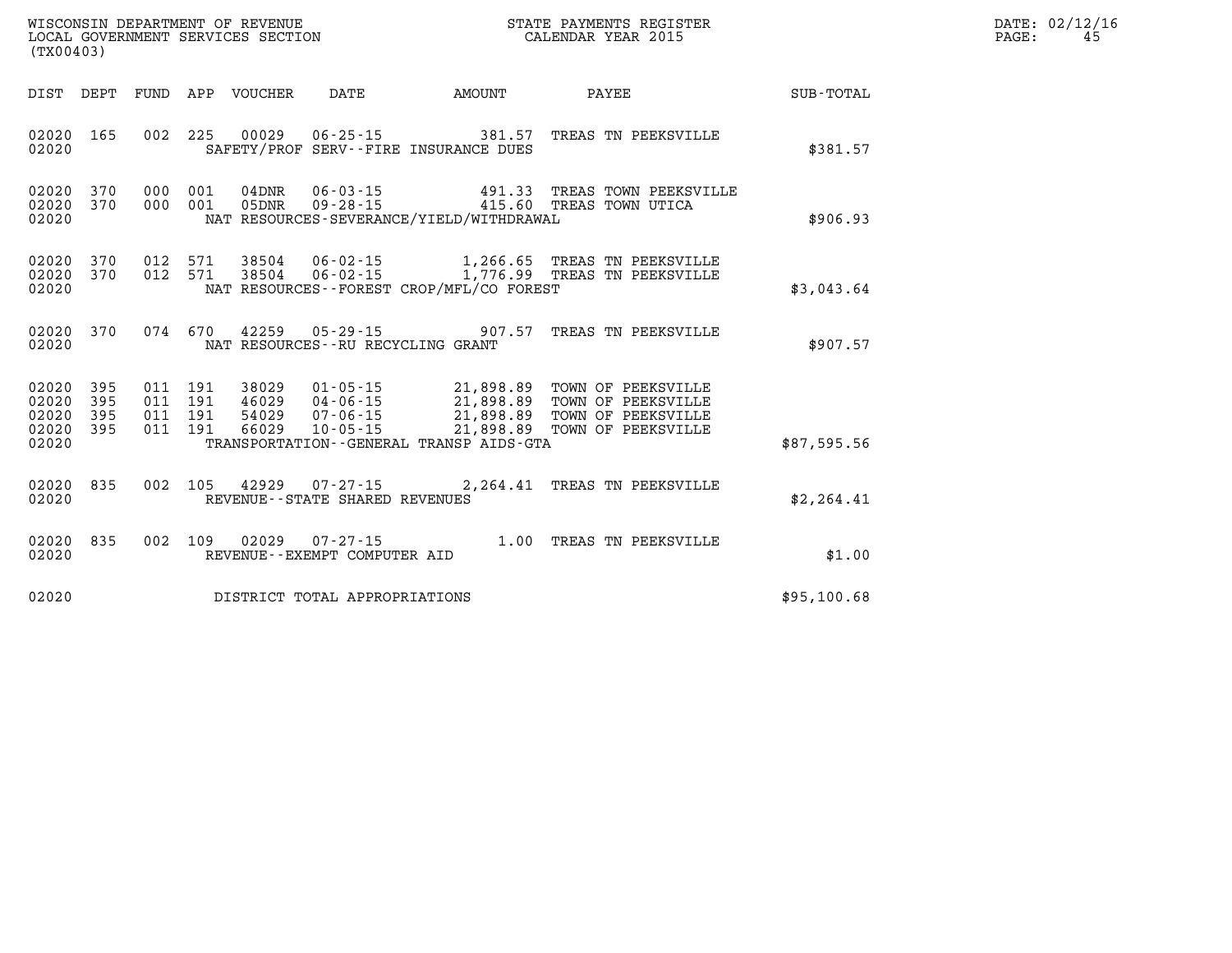WISCONSIN DEPARTMENT OF REVENUE
LOCAL GOVERNMENT SERVICES SECTION
(TX00403)

STATE PAYMENTS REGISTER
CALENDAR YEAR 2015

DATE: 02/12/16
PAGE: 45

| DIST | DEPT | FUND | APP | VOUCHER | DATE | AMOUNT | PAYEE | SUB-TOTAL |
|---|---|---|---|---|---|---|---|---|
| 02020 | 165 | 002 | 225 | 00029 | 06-25-15 | 381.57 | TREAS TN PEEKSVILLE | |
| 02020 | | | | | SAFETY/PROF SERV--FIRE INSURANCE DUES | | | $381.57 |
| 02020 | 370 | 000 | 001 | 04DNR | 06-03-15 | 491.33 | TREAS TOWN PEEKSVILLE | |
| 02020 | 370 | 000 | 001 | 05DNR | 09-28-15 | 415.60 | TREAS TOWN UTICA | |
| 02020 | | | | | NAT RESOURCES-SEVERANCE/YIELD/WITHDRAWAL | | | $906.93 |
| 02020 | 370 | 012 | 571 | 38504 | 06-02-15 | 1,266.65 | TREAS TN PEEKSVILLE | |
| 02020 | 370 | 012 | 571 | 38504 | 06-02-15 | 1,776.99 | TREAS TN PEEKSVILLE | |
| 02020 | | | | | NAT RESOURCES--FOREST CROP/MFL/CO FOREST | | | $3,043.64 |
| 02020 | 370 | 074 | 670 | 42259 | 05-29-15 | 907.57 | TREAS TN PEEKSVILLE | |
| 02020 | | | | | NAT RESOURCES--RU RECYCLING GRANT | | | $907.57 |
| 02020 | 395 | 011 | 191 | 38029 | 01-05-15 | 21,898.89 | TOWN OF PEEKSVILLE | |
| 02020 | 395 | 011 | 191 | 46029 | 04-06-15 | 21,898.89 | TOWN OF PEEKSVILLE | |
| 02020 | 395 | 011 | 191 | 54029 | 07-06-15 | 21,898.89 | TOWN OF PEEKSVILLE | |
| 02020 | 395 | 011 | 191 | 66029 | 10-05-15 | 21,898.89 | TOWN OF PEEKSVILLE | |
| 02020 | | | | | TRANSPORTATION--GENERAL TRANSP AIDS-GTA | | | $87,595.56 |
| 02020 | 835 | 002 | 105 | 42929 | 07-27-15 | 2,264.41 | TREAS TN PEEKSVILLE | |
| 02020 | | | | | REVENUE--STATE SHARED REVENUES | | | $2,264.41 |
| 02020 | 835 | 002 | 109 | 02029 | 07-27-15 | 1.00 | TREAS TN PEEKSVILLE | |
| 02020 | | | | | REVENUE--EXEMPT COMPUTER AID | | | $1.00 |
| 02020 | | | | | DISTRICT TOTAL APPROPRIATIONS | | | $95,100.68 |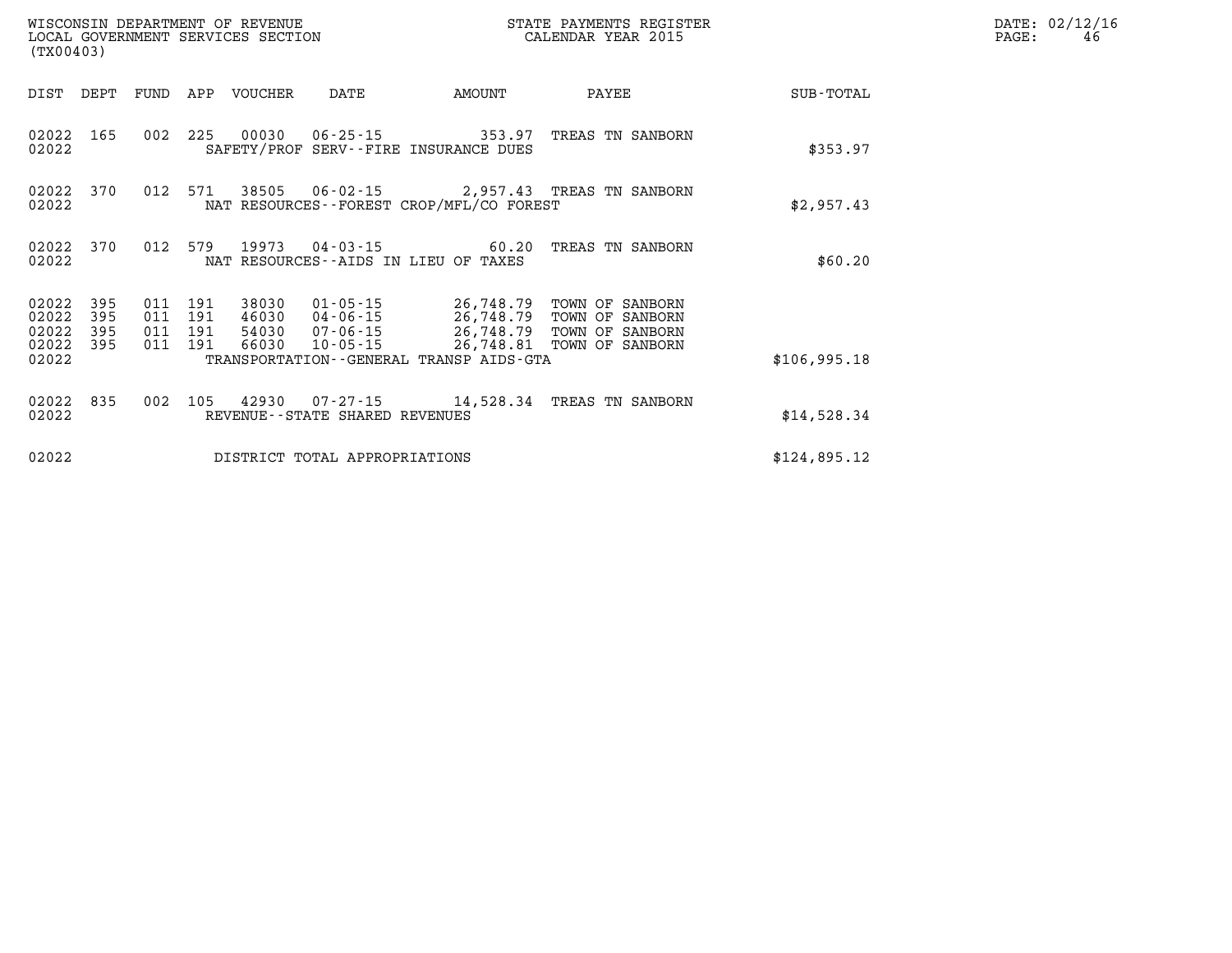WISCONSIN DEPARTMENT OF REVENUE
LOCAL GOVERNMENT SERVICES SECTION
(TX00403)

STATE PAYMENTS REGISTER
CALENDAR YEAR 2015

DATE: 02/12/16
PAGE: 46

| DIST | DEPT | FUND | APP | VOUCHER | DATE | AMOUNT | PAYEE | SUB-TOTAL |
|---|---|---|---|---|---|---|---|---|
| 02022 | 165 | 002 | 225 | 00030 | 06-25-15 | 353.97 | TREAS TN SANBORN | |
| 02022 | | | | SAFETY/PROF SERV--FIRE INSURANCE DUES | | | | $353.97 |
| 02022 | 370 | 012 | 571 | 38505 | 06-02-15 | 2,957.43 | TREAS TN SANBORN | |
| 02022 | | | | NAT RESOURCES--FOREST CROP/MFL/CO FOREST | | | | $2,957.43 |
| 02022 | 370 | 012 | 579 | 19973 | 04-03-15 | 60.20 | TREAS TN SANBORN | |
| 02022 | | | | NAT RESOURCES--AIDS IN LIEU OF TAXES | | | | $60.20 |
| 02022 | 395 | 011 | 191 | 38030 | 01-05-15 | 26,748.79 | TOWN OF SANBORN | |
| 02022 | 395 | 011 | 191 | 46030 | 04-06-15 | 26,748.79 | TOWN OF SANBORN | |
| 02022 | 395 | 011 | 191 | 54030 | 07-06-15 | 26,748.79 | TOWN OF SANBORN | |
| 02022 | 395 | 011 | 191 | 66030 | 10-05-15 | 26,748.81 | TOWN OF SANBORN | |
| 02022 | | | | TRANSPORTATION--GENERAL TRANSP AIDS-GTA | | | | $106,995.18 |
| 02022 | 835 | 002 | 105 | 42930 | 07-27-15 | 14,528.34 | TREAS TN SANBORN | |
| 02022 | | | | REVENUE--STATE SHARED REVENUES | | | | $14,528.34 |
| 02022 | | | | DISTRICT TOTAL APPROPRIATIONS | | | | $124,895.12 |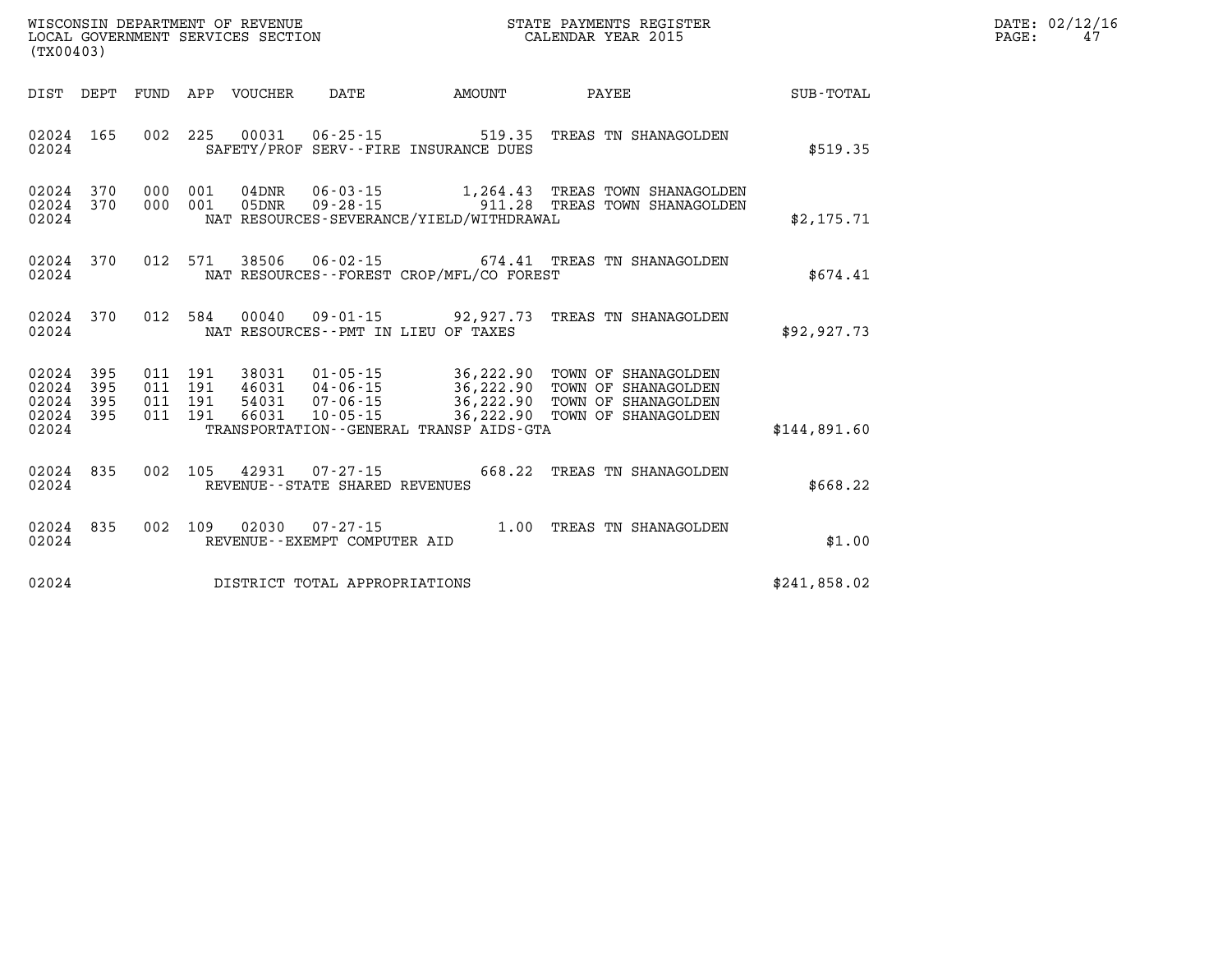WISCONSIN DEPARTMENT OF REVENUE
LOCAL GOVERNMENT SERVICES SECTION
(TX00403)

STATE PAYMENTS REGISTER
CALENDAR YEAR 2015

DATE: 02/12/16

| DIST | DEPT | FUND | APP | VOUCHER | DATE | AMOUNT | PAYEE | SUB-TOTAL |
|---|---|---|---|---|---|---|---|---|
| 02024 | 165 | 002 | 225 | 00031 | 06-25-15 | 519.35 | TREAS TN SHANAGOLDEN | |
| 02024 | | | | | SAFETY/PROF SERV--FIRE INSURANCE DUES | | | $519.35 |
| 02024 | 370 | 000 | 001 | 04DNR | 06-03-15 | 1,264.43 | TREAS TOWN SHANAGOLDEN | |
| 02024 | 370 | 000 | 001 | 05DNR | 09-28-15 | 911.28 | TREAS TOWN SHANAGOLDEN | |
| 02024 | | | | | NAT RESOURCES-SEVERANCE/YIELD/WITHDRAWAL | | | $2,175.71 |
| 02024 | 370 | 012 | 571 | 38506 | 06-02-15 | 674.41 | TREAS TN SHANAGOLDEN | |
| 02024 | | | | | NAT RESOURCES--FOREST CROP/MFL/CO FOREST | | | $674.41 |
| 02024 | 370 | 012 | 584 | 00040 | 09-01-15 | 92,927.73 | TREAS TN SHANAGOLDEN | |
| 02024 | | | | | NAT RESOURCES--PMT IN LIEU OF TAXES | | | $92,927.73 |
| 02024 | 395 | 011 | 191 | 38031 | 01-05-15 | 36,222.90 | TOWN OF SHANAGOLDEN | |
| 02024 | 395 | 011 | 191 | 46031 | 04-06-15 | 36,222.90 | TOWN OF SHANAGOLDEN | |
| 02024 | 395 | 011 | 191 | 54031 | 07-06-15 | 36,222.90 | TOWN OF SHANAGOLDEN | |
| 02024 | 395 | 011 | 191 | 66031 | 10-05-15 | 36,222.90 | TOWN OF SHANAGOLDEN | |
| 02024 | | | | | TRANSPORTATION--GENERAL TRANSP AIDS-GTA | | | $144,891.60 |
| 02024 | 835 | 002 | 105 | 42931 | 07-27-15 | 668.22 | TREAS TN SHANAGOLDEN | |
| 02024 | | | | | REVENUE--STATE SHARED REVENUES | | | $668.22 |
| 02024 | 835 | 002 | 109 | 02030 | 07-27-15 | 1.00 | TREAS TN SHANAGOLDEN | |
| 02024 | | | | | REVENUE--EXEMPT COMPUTER AID | | | $1.00 |
| 02024 | | | | | DISTRICT TOTAL APPROPRIATIONS | | | $241,858.02 |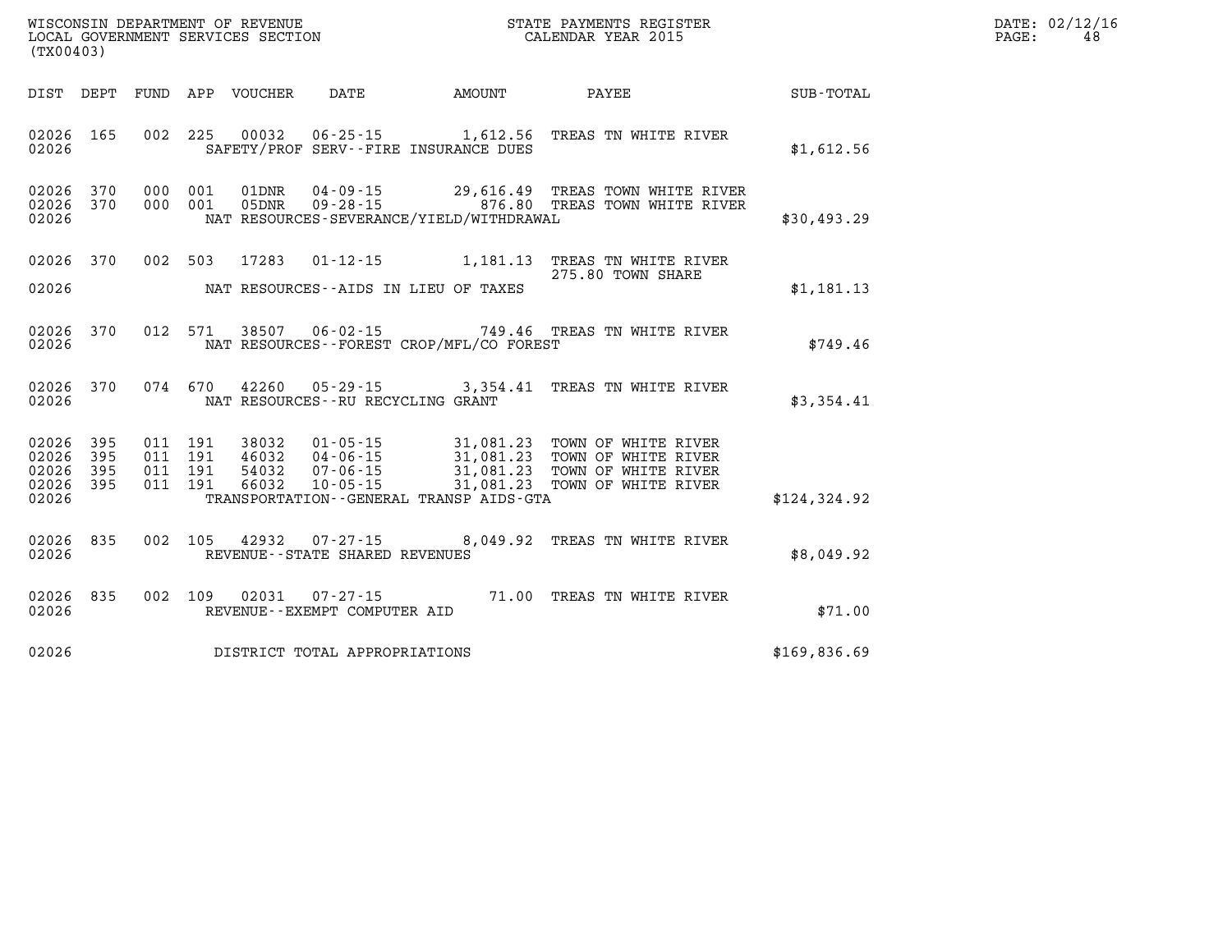WISCONSIN DEPARTMENT OF REVENUE
LOCAL GOVERNMENT SERVICES SECTION
(TX00403)

STATE PAYMENTS REGISTER
CALENDAR YEAR 2015

DATE: 02/12/16
PAGE: 48

| DIST | DEPT | FUND | APP | VOUCHER | DATE | AMOUNT | PAYEE | SUB-TOTAL |
|---|---|---|---|---|---|---|---|---|
| 02026 | 165 | 002 | 225 | 00032 | 06-25-15 | 1,612.56 | TREAS TN WHITE RIVER | |
| 02026 | | | | SAFETY/PROF SERV--FIRE INSURANCE DUES | | | | $1,612.56 |
| 02026 | 370 | 000 | 001 | 01DNR | 04-09-15 | 29,616.49 | TREAS TOWN WHITE RIVER | |
| 02026 | 370 | 000 | 001 | 05DNR | 09-28-15 | 876.80 | TREAS TOWN WHITE RIVER | |
| 02026 | | | | NAT RESOURCES-SEVERANCE/YIELD/WITHDRAWAL | | | | $30,493.29 |
| 02026 | 370 | 002 | 503 | 17283 | 01-12-15 | 1,181.13 | TREAS TN WHITE RIVER 275.80 TOWN SHARE | |
| 02026 | | | | NAT RESOURCES--AIDS IN LIEU OF TAXES | | | | $1,181.13 |
| 02026 | 370 | 012 | 571 | 38507 | 06-02-15 | 749.46 | TREAS TN WHITE RIVER | |
| 02026 | | | | NAT RESOURCES--FOREST CROP/MFL/CO FOREST | | | | $749.46 |
| 02026 | 370 | 074 | 670 | 42260 | 05-29-15 | 3,354.41 | TREAS TN WHITE RIVER | |
| 02026 | | | | NAT RESOURCES--RU RECYCLING GRANT | | | | $3,354.41 |
| 02026 | 395 | 011 | 191 | 38032 | 01-05-15 | 31,081.23 | TOWN OF WHITE RIVER | |
| 02026 | 395 | 011 | 191 | 46032 | 04-06-15 | 31,081.23 | TOWN OF WHITE RIVER | |
| 02026 | 395 | 011 | 191 | 54032 | 07-06-15 | 31,081.23 | TOWN OF WHITE RIVER | |
| 02026 | 395 | 011 | 191 | 66032 | 10-05-15 | 31,081.23 | TOWN OF WHITE RIVER | |
| 02026 | | | | TRANSPORTATION--GENERAL TRANSP AIDS-GTA | | | | $124,324.92 |
| 02026 | 835 | 002 | 105 | 42932 | 07-27-15 | 8,049.92 | TREAS TN WHITE RIVER | |
| 02026 | | | | REVENUE--STATE SHARED REVENUES | | | | $8,049.92 |
| 02026 | 835 | 002 | 109 | 02031 | 07-27-15 | 71.00 | TREAS TN WHITE RIVER | |
| 02026 | | | | REVENUE--EXEMPT COMPUTER AID | | | | $71.00 |
| 02026 | | | | DISTRICT TOTAL APPROPRIATIONS | | | | $169,836.69 |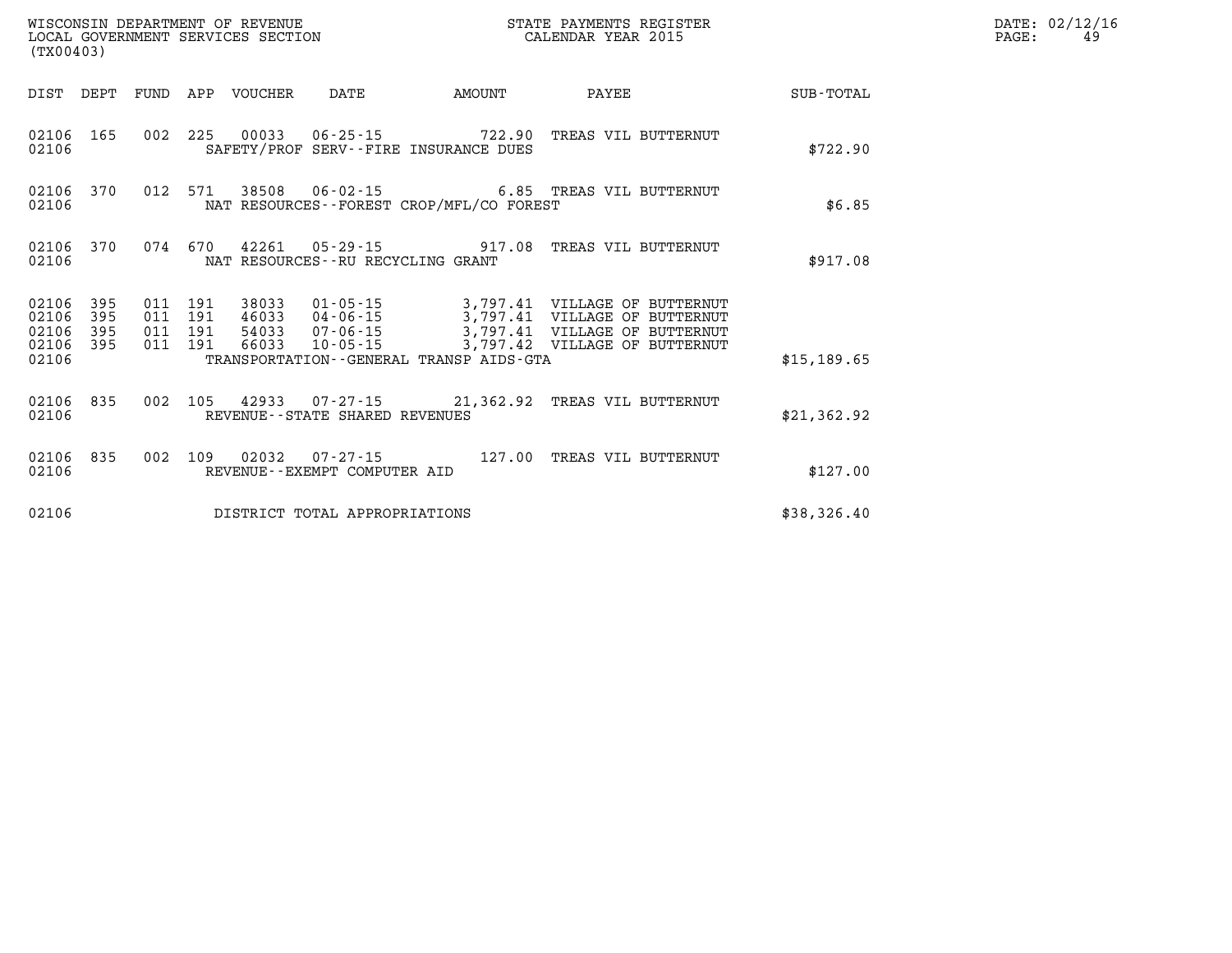WISCONSIN DEPARTMENT OF REVENUE
LOCAL GOVERNMENT SERVICES SECTION
(TX00403)

STATE PAYMENTS REGISTER
CALENDAR YEAR 2015

DATE: 02/12/16

| DIST | DEPT | FUND | APP | VOUCHER | DATE | AMOUNT | PAYEE | SUB-TOTAL |
|---|---|---|---|---|---|---|---|---|
| 02106 | 165 | 002 | 225 | 00033 | 06-25-15 | 722.90 | TREAS VIL BUTTERNUT | |
| 02106 | | | | SAFETY/PROF SERV--FIRE INSURANCE DUES | | | | $722.90 |
| 02106 | 370 | 012 | 571 | 38508 | 06-02-15 | 6.85 | TREAS VIL BUTTERNUT | |
| 02106 | | | | NAT RESOURCES--FOREST CROP/MFL/CO FOREST | | | | $6.85 |
| 02106 | 370 | 074 | 670 | 42261 | 05-29-15 | 917.08 | TREAS VIL BUTTERNUT | |
| 02106 | | | | NAT RESOURCES--RU RECYCLING GRANT | | | | $917.08 |
| 02106 | 395 | 011 | 191 | 38033 | 01-05-15 | 3,797.41 | VILLAGE OF BUTTERNUT | |
| 02106 | 395 | 011 | 191 | 46033 | 04-06-15 | 3,797.41 | VILLAGE OF BUTTERNUT | |
| 02106 | 395 | 011 | 191 | 54033 | 07-06-15 | 3,797.41 | VILLAGE OF BUTTERNUT | |
| 02106 | 395 | 011 | 191 | 66033 | 10-05-15 | 3,797.42 | VILLAGE OF BUTTERNUT | |
| 02106 | | | | TRANSPORTATION--GENERAL TRANSP AIDS-GTA | | | | $15,189.65 |
| 02106 | 835 | 002 | 105 | 42933 | 07-27-15 | 21,362.92 | TREAS VIL BUTTERNUT | |
| 02106 | | | | REVENUE--STATE SHARED REVENUES | | | | $21,362.92 |
| 02106 | 835 | 002 | 109 | 02032 | 07-27-15 | 127.00 | TREAS VIL BUTTERNUT | |
| 02106 | | | | REVENUE--EXEMPT COMPUTER AID | | | | $127.00 |
| 02106 | | | | DISTRICT TOTAL APPROPRIATIONS | | | | $38,326.40 |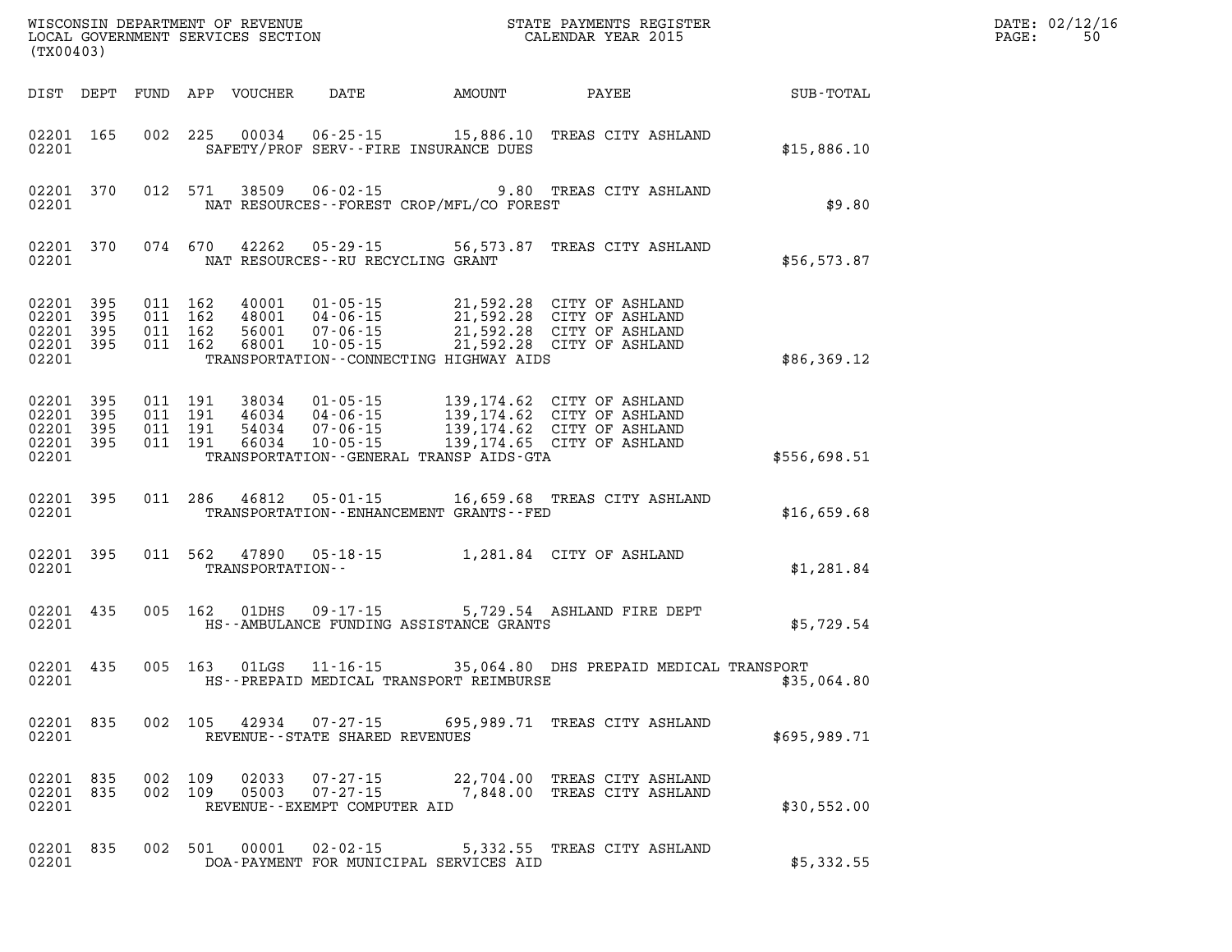WISCONSIN DEPARTMENT OF REVENUE
LOCAL GOVERNMENT SERVICES SECTION
(TX00403)

STATE PAYMENTS REGISTER
CALENDAR YEAR 2015

DATE: 02/12/16
PAGE: 50

| DIST | DEPT | FUND | APP | VOUCHER | DATE | AMOUNT | PAYEE | SUB-TOTAL |
|---|---|---|---|---|---|---|---|---|
| 02201 | 165 | 002 | 225 | 00034 | 06-25-15 | 15,886.10 | TREAS CITY ASHLAND | |
| 02201 | | | | SAFETY/PROF SERV--FIRE INSURANCE DUES | | | | $15,886.10 |
| 02201 | 370 | 012 | 571 | 38509 | 06-02-15 | 9.80 | TREAS CITY ASHLAND | |
| 02201 | | | | NAT RESOURCES--FOREST CROP/MFL/CO FOREST | | | | $9.80 |
| 02201 | 370 | 074 | 670 | 42262 | 05-29-15 | 56,573.87 | TREAS CITY ASHLAND | |
| 02201 | | | | NAT RESOURCES--RU RECYCLING GRANT | | | | $56,573.87 |
| 02201 | 395 | 011 | 162 | 40001 | 01-05-15 | 21,592.28 | CITY OF ASHLAND | |
| 02201 | 395 | 011 | 162 | 48001 | 04-06-15 | 21,592.28 | CITY OF ASHLAND | |
| 02201 | 395 | 011 | 162 | 56001 | 07-06-15 | 21,592.28 | CITY OF ASHLAND | |
| 02201 | 395 | 011 | 162 | 68001 | 10-05-15 | 21,592.28 | CITY OF ASHLAND | |
| 02201 | | | | TRANSPORTATION--CONNECTING HIGHWAY AIDS | | | | $86,369.12 |
| 02201 | 395 | 011 | 191 | 38034 | 01-05-15 | 139,174.62 | CITY OF ASHLAND | |
| 02201 | 395 | 011 | 191 | 46034 | 04-06-15 | 139,174.62 | CITY OF ASHLAND | |
| 02201 | 395 | 011 | 191 | 54034 | 07-06-15 | 139,174.62 | CITY OF ASHLAND | |
| 02201 | 395 | 011 | 191 | 66034 | 10-05-15 | 139,174.65 | CITY OF ASHLAND | |
| 02201 | | | | TRANSPORTATION--GENERAL TRANSP AIDS-GTA | | | | $556,698.51 |
| 02201 | 395 | 011 | 286 | 46812 | 05-01-15 | 16,659.68 | TREAS CITY ASHLAND | |
| 02201 | | | | TRANSPORTATION--ENHANCEMENT GRANTS--FED | | | | $16,659.68 |
| 02201 | 395 | 011 | 562 | 47890 | 05-18-15 | 1,281.84 | CITY OF ASHLAND | |
| 02201 | | | | TRANSPORTATION-- | | | | $1,281.84 |
| 02201 | 435 | 005 | 162 | 01DHS | 09-17-15 | 5,729.54 | ASHLAND FIRE DEPT | |
| 02201 | | | | HS--AMBULANCE FUNDING ASSISTANCE GRANTS | | | | $5,729.54 |
| 02201 | 435 | 005 | 163 | 01LGS | 11-16-15 | 35,064.80 | DHS PREPAID MEDICAL TRANSPORT | |
| 02201 | | | | HS--PREPAID MEDICAL TRANSPORT REIMBURSE | | | | $35,064.80 |
| 02201 | 835 | 002 | 105 | 42934 | 07-27-15 | 695,989.71 | TREAS CITY ASHLAND | |
| 02201 | | | | REVENUE--STATE SHARED REVENUES | | | | $695,989.71 |
| 02201 | 835 | 002 | 109 | 02033 | 07-27-15 | 22,704.00 | TREAS CITY ASHLAND | |
| 02201 | 835 | 002 | 109 | 05003 | 07-27-15 | 7,848.00 | TREAS CITY ASHLAND | |
| 02201 | | | | REVENUE--EXEMPT COMPUTER AID | | | | $30,552.00 |
| 02201 | 835 | 002 | 501 | 00001 | 02-02-15 | 5,332.55 | TREAS CITY ASHLAND | |
| 02201 | | | | DOA-PAYMENT FOR MUNICIPAL SERVICES AID | | | | $5,332.55 |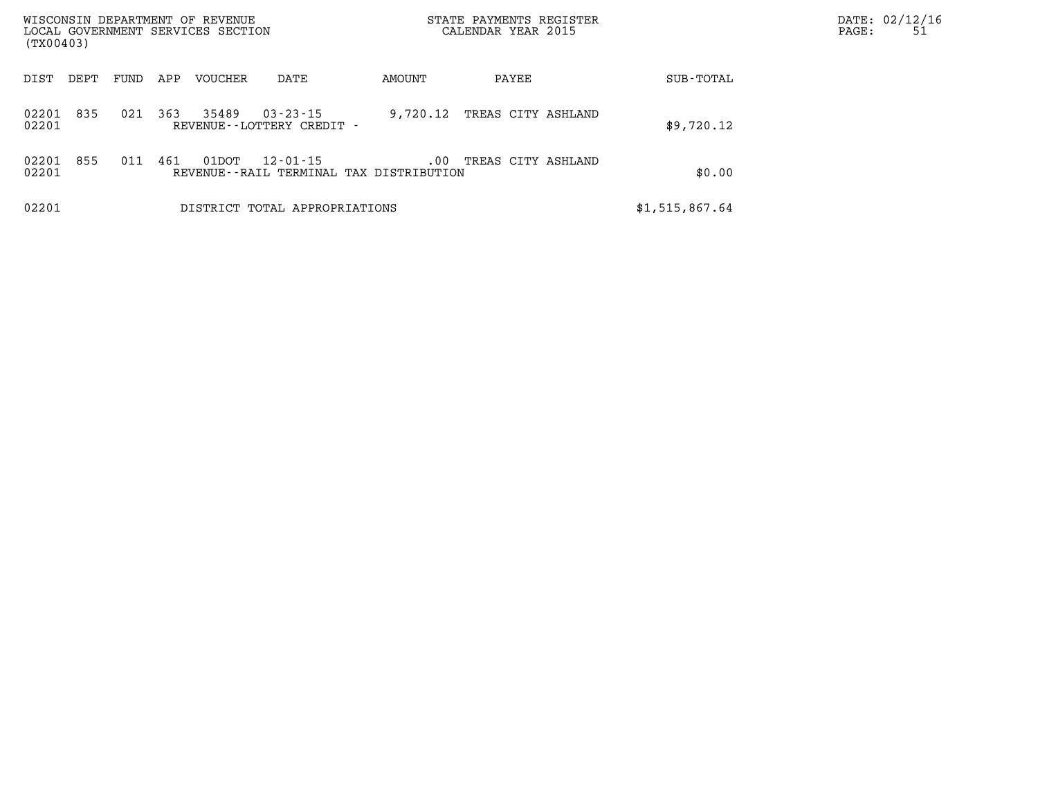| DIST | DEPT | FUND | APP | VOUCHER | DATE | AMOUNT | PAYEE | SUB-TOTAL |
|---|---|---|---|---|---|---|---|---|
| 02201 | 835 | 021 | 363 | 35489 | 03-23-15 | 9,720.12 | TREAS CITY ASHLAND | |
| 02201 | | | | REVENUE--LOTTERY CREDIT - | | | | $9,720.12 |
| 02201 | 855 | 011 | 461 | 01DOT | 12-01-15 | .00 | TREAS CITY ASHLAND | |
| 02201 | | | | REVENUE--RAIL TERMINAL TAX DISTRIBUTION | | | | $0.00 |
| 02201 | | | | DISTRICT TOTAL APPROPRIATIONS | | | | $1,515,867.64 |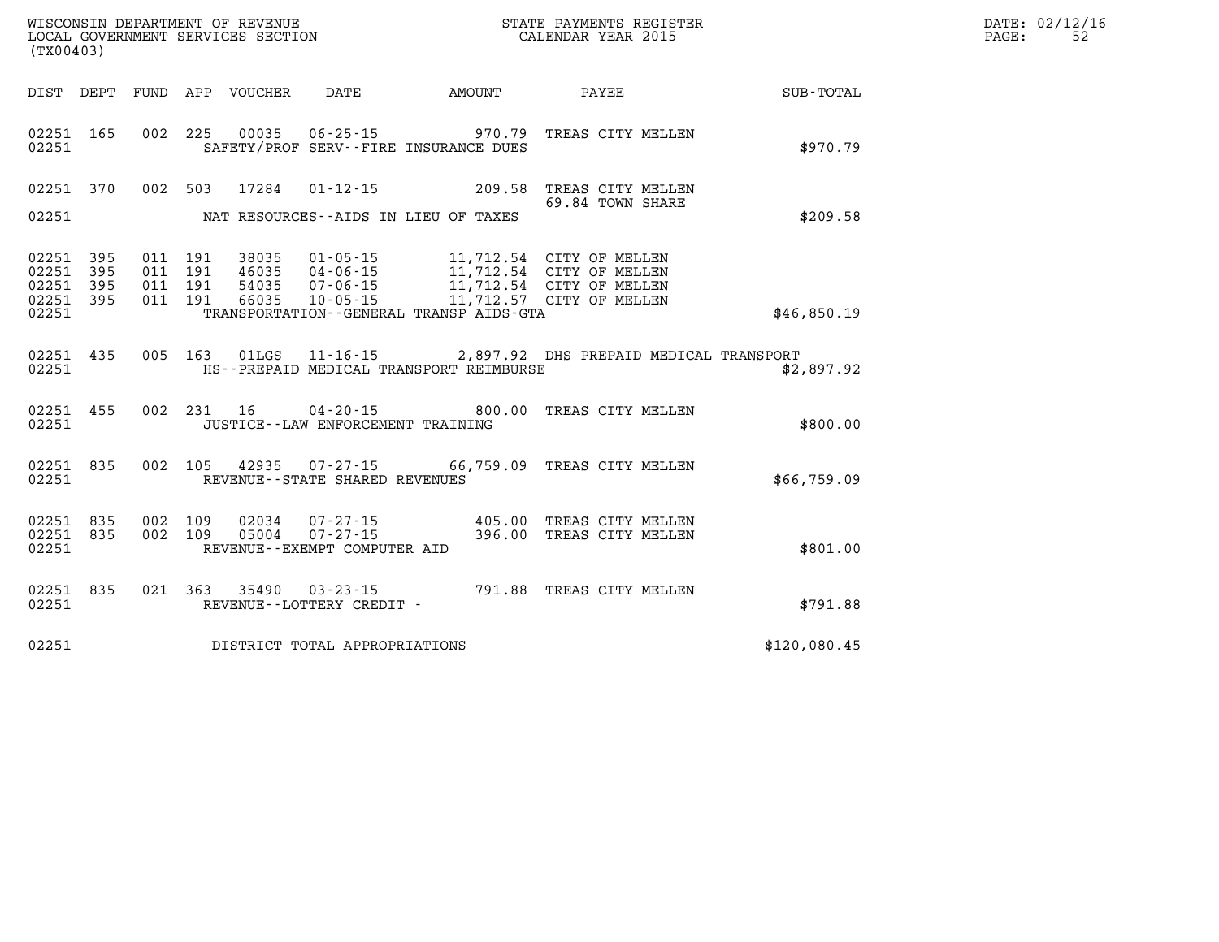WISCONSIN DEPARTMENT OF REVENUE
LOCAL GOVERNMENT SERVICES SECTION
(TX00403)

STATE PAYMENTS REGISTER
CALENDAR YEAR 2015

DATE: 02/12/16

| DIST | DEPT | FUND | APP | VOUCHER | DATE | AMOUNT | PAYEE | SUB-TOTAL |
|---|---|---|---|---|---|---|---|---|
| 02251 | 165 | 002 | 225 | 00035 | 06-25-15 | 970.79 | TREAS CITY MELLEN | |
| 02251 | | | | | SAFETY/PROF SERV--FIRE INSURANCE DUES | | | $970.79 |
| 02251 | 370 | 002 | 503 | 17284 | 01-12-15 | 209.58 | TREAS CITY MELLEN 69.84 TOWN SHARE | |
| 02251 | | | | | NAT RESOURCES--AIDS IN LIEU OF TAXES | | | $209.58 |
| 02251 | 395 | 011 | 191 | 38035 | 01-05-15 | 11,712.54 | CITY OF MELLEN | |
| 02251 | 395 | 011 | 191 | 46035 | 04-06-15 | 11,712.54 | CITY OF MELLEN | |
| 02251 | 395 | 011 | 191 | 54035 | 07-06-15 | 11,712.54 | CITY OF MELLEN | |
| 02251 | 395 | 011 | 191 | 66035 | 10-05-15 | 11,712.57 | CITY OF MELLEN | |
| 02251 | | | | | TRANSPORTATION--GENERAL TRANSP AIDS-GTA | | | $46,850.19 |
| 02251 | 435 | 005 | 163 | 01LGS | 11-16-15 | 2,897.92 | DHS PREPAID MEDICAL TRANSPORT | |
| 02251 | | | | | HS--PREPAID MEDICAL TRANSPORT REIMBURSE | | | $2,897.92 |
| 02251 | 455 | 002 | 231 | 16 | 04-20-15 | 800.00 | TREAS CITY MELLEN | |
| 02251 | | | | | JUSTICE--LAW ENFORCEMENT TRAINING | | | $800.00 |
| 02251 | 835 | 002 | 105 | 42935 | 07-27-15 | 66,759.09 | TREAS CITY MELLEN | |
| 02251 | | | | | REVENUE--STATE SHARED REVENUES | | | $66,759.09 |
| 02251 | 835 | 002 | 109 | 02034 | 07-27-15 | 405.00 | TREAS CITY MELLEN | |
| 02251 | 835 | 002 | 109 | 05004 | 07-27-15 | 396.00 | TREAS CITY MELLEN | |
| 02251 | | | | | REVENUE--EXEMPT COMPUTER AID | | | $801.00 |
| 02251 | 835 | 021 | 363 | 35490 | 03-23-15 | 791.88 | TREAS CITY MELLEN | |
| 02251 | | | | | REVENUE--LOTTERY CREDIT - | | | $791.88 |
| 02251 | | | | | DISTRICT TOTAL APPROPRIATIONS | | | $120,080.45 |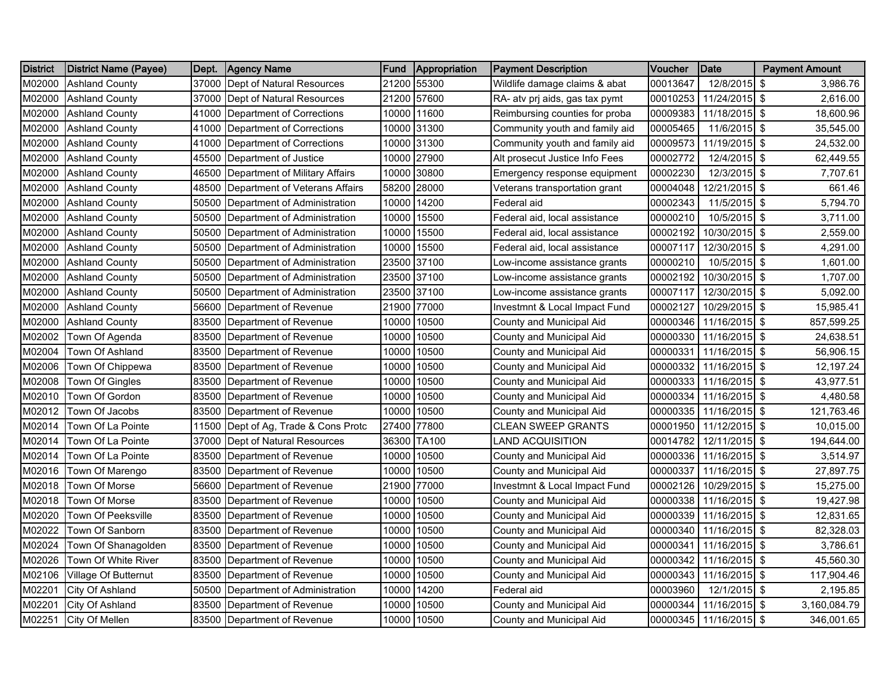| District | District Name (Payee) | Dept. | Agency Name | Fund | Appropriation | Payment Description | Voucher | Date | Payment Amount |
|---|---|---|---|---|---|---|---|---|---|
| M02000 | Ashland County | 37000 | Dept of Natural Resources | 21200 | 55300 | Wildlife damage claims & abat | 00013647 | 12/8/2015 | $ 3,986.76 |
| M02000 | Ashland County | 37000 | Dept of Natural Resources | 21200 | 57600 | RA- atv prj aids, gas tax pymt | 00010253 | 11/24/2015 | $ 2,616.00 |
| M02000 | Ashland County | 41000 | Department of Corrections | 10000 | 11600 | Reimbursing counties for proba | 00009383 | 11/18/2015 | $ 18,600.96 |
| M02000 | Ashland County | 41000 | Department of Corrections | 10000 | 31300 | Community youth and family aid | 00005465 | 11/6/2015 | $ 35,545.00 |
| M02000 | Ashland County | 41000 | Department of Corrections | 10000 | 31300 | Community youth and family aid | 00009573 | 11/19/2015 | $ 24,532.00 |
| M02000 | Ashland County | 45500 | Department of Justice | 10000 | 27900 | Alt prosecut Justice Info Fees | 00002772 | 12/4/2015 | $ 62,449.55 |
| M02000 | Ashland County | 46500 | Department of Military Affairs | 10000 | 30800 | Emergency response equipment | 00002230 | 12/3/2015 | $ 7,707.61 |
| M02000 | Ashland County | 48500 | Department of Veterans Affairs | 58200 | 28000 | Veterans transportation grant | 00004048 | 12/21/2015 | $ 661.46 |
| M02000 | Ashland County | 50500 | Department of Administration | 10000 | 14200 | Federal aid | 00002343 | 11/5/2015 | $ 5,794.70 |
| M02000 | Ashland County | 50500 | Department of Administration | 10000 | 15500 | Federal aid, local assistance | 00000210 | 10/5/2015 | $ 3,711.00 |
| M02000 | Ashland County | 50500 | Department of Administration | 10000 | 15500 | Federal aid, local assistance | 00002192 | 10/30/2015 | $ 2,559.00 |
| M02000 | Ashland County | 50500 | Department of Administration | 10000 | 15500 | Federal aid, local assistance | 00007117 | 12/30/2015 | $ 4,291.00 |
| M02000 | Ashland County | 50500 | Department of Administration | 23500 | 37100 | Low-income assistance grants | 00000210 | 10/5/2015 | $ 1,601.00 |
| M02000 | Ashland County | 50500 | Department of Administration | 23500 | 37100 | Low-income assistance grants | 00002192 | 10/30/2015 | $ 1,707.00 |
| M02000 | Ashland County | 50500 | Department of Administration | 23500 | 37100 | Low-income assistance grants | 00007117 | 12/30/2015 | $ 5,092.00 |
| M02000 | Ashland County | 56600 | Department of Revenue | 21900 | 77000 | Investmnt & Local Impact Fund | 00002127 | 10/29/2015 | $ 15,985.41 |
| M02000 | Ashland County | 83500 | Department of Revenue | 10000 | 10500 | County and Municipal Aid | 00000346 | 11/16/2015 | $ 857,599.25 |
| M02002 | Town Of Agenda | 83500 | Department of Revenue | 10000 | 10500 | County and Municipal Aid | 00000330 | 11/16/2015 | $ 24,638.51 |
| M02004 | Town Of Ashland | 83500 | Department of Revenue | 10000 | 10500 | County and Municipal Aid | 00000331 | 11/16/2015 | $ 56,906.15 |
| M02006 | Town Of Chippewa | 83500 | Department of Revenue | 10000 | 10500 | County and Municipal Aid | 00000332 | 11/16/2015 | $ 12,197.24 |
| M02008 | Town Of Gingles | 83500 | Department of Revenue | 10000 | 10500 | County and Municipal Aid | 00000333 | 11/16/2015 | $ 43,977.51 |
| M02010 | Town Of Gordon | 83500 | Department of Revenue | 10000 | 10500 | County and Municipal Aid | 00000334 | 11/16/2015 | $ 4,480.58 |
| M02012 | Town Of Jacobs | 83500 | Department of Revenue | 10000 | 10500 | County and Municipal Aid | 00000335 | 11/16/2015 | $ 121,763.46 |
| M02014 | Town Of La Pointe | 11500 | Dept of Ag, Trade & Cons Protc | 27400 | 77800 | CLEAN SWEEP GRANTS | 00001950 | 11/12/2015 | $ 10,015.00 |
| M02014 | Town Of La Pointe | 37000 | Dept of Natural Resources | 36300 | TA100 | LAND ACQUISITION | 00014782 | 12/11/2015 | $ 194,644.00 |
| M02014 | Town Of La Pointe | 83500 | Department of Revenue | 10000 | 10500 | County and Municipal Aid | 00000336 | 11/16/2015 | $ 3,514.97 |
| M02016 | Town Of Marengo | 83500 | Department of Revenue | 10000 | 10500 | County and Municipal Aid | 00000337 | 11/16/2015 | $ 27,897.75 |
| M02018 | Town Of Morse | 56600 | Department of Revenue | 21900 | 77000 | Investmnt & Local Impact Fund | 00002126 | 10/29/2015 | $ 15,275.00 |
| M02018 | Town Of Morse | 83500 | Department of Revenue | 10000 | 10500 | County and Municipal Aid | 00000338 | 11/16/2015 | $ 19,427.98 |
| M02020 | Town Of Peeksville | 83500 | Department of Revenue | 10000 | 10500 | County and Municipal Aid | 00000339 | 11/16/2015 | $ 12,831.65 |
| M02022 | Town Of Sanborn | 83500 | Department of Revenue | 10000 | 10500 | County and Municipal Aid | 00000340 | 11/16/2015 | $ 82,328.03 |
| M02024 | Town Of Shanagolden | 83500 | Department of Revenue | 10000 | 10500 | County and Municipal Aid | 00000341 | 11/16/2015 | $ 3,786.61 |
| M02026 | Town Of White River | 83500 | Department of Revenue | 10000 | 10500 | County and Municipal Aid | 00000342 | 11/16/2015 | $ 45,560.30 |
| M02106 | Village Of Butternut | 83500 | Department of Revenue | 10000 | 10500 | County and Municipal Aid | 00000343 | 11/16/2015 | $ 117,904.46 |
| M02201 | City Of Ashland | 50500 | Department of Administration | 10000 | 14200 | Federal aid | 00003960 | 12/1/2015 | $ 2,195.85 |
| M02201 | City Of Ashland | 83500 | Department of Revenue | 10000 | 10500 | County and Municipal Aid | 00000344 | 11/16/2015 | $ 3,160,084.79 |
| M02251 | City Of Mellen | 83500 | Department of Revenue | 10000 | 10500 | County and Municipal Aid | 00000345 | 11/16/2015 | $ 346,001.65 |